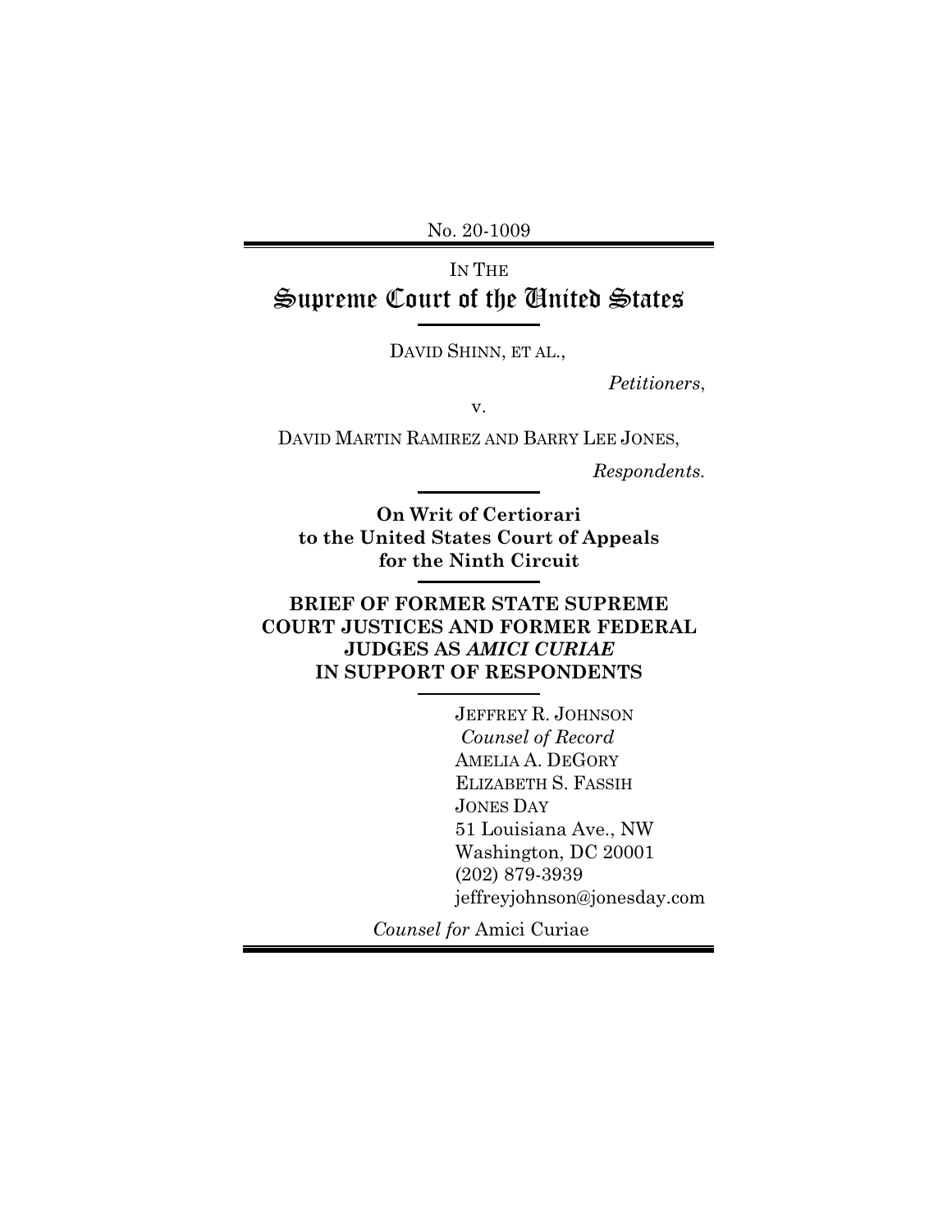No. 20-1009

IN THE
# Supreme Court of the United States

DAVID SHINN, ET AL.,

*Petitioners*,

v.

DAVID MARTIN RAMIREZ AND BARRY LEE JONES,

*Respondents.*

**On Writ of Certiorari to the United States Court of Appeals for the Ninth Circuit**

**BRIEF OF FORMER STATE SUPREME COURT JUSTICES AND FORMER FEDERAL JUDGES AS *AMICI CURIAE* IN SUPPORT OF RESPONDENTS**

JEFFREY R. JOHNSON
*Counsel of Record*
AMELIA A. DEGORY
ELIZABETH S. FASSIH
JONES DAY
51 Louisiana Ave., NW
Washington, DC 20001
(202) 879-3939
jeffreyjohnson@jonesday.com

*Counsel for* Amici Curiae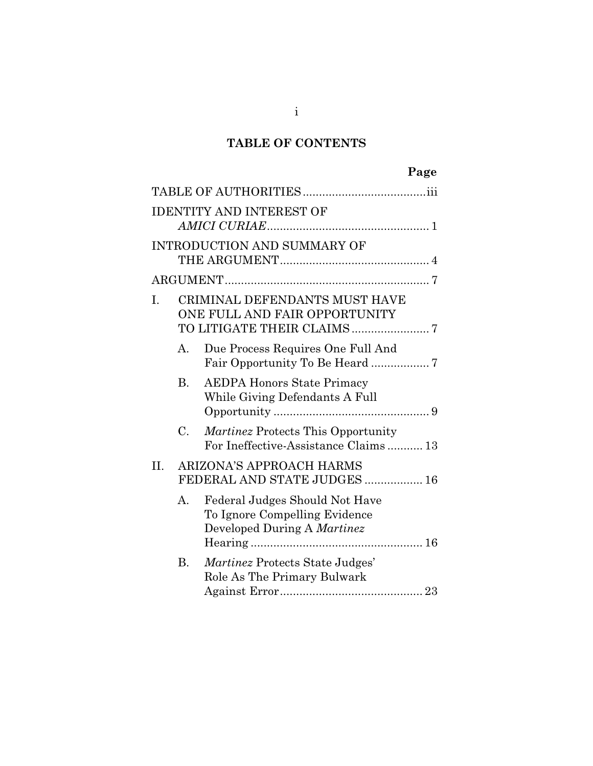## TABLE OF CONTENTS

| | Page |
|---|---|
| TABLE OF AUTHORITIES | iii |
| IDENTITY AND INTEREST OF *AMICI CURIAE* | 1 |
| INTRODUCTION AND SUMMARY OF THE ARGUMENT | 4 |
| ARGUMENT | 7 |
| I. CRIMINAL DEFENDANTS MUST HAVE ONE FULL AND FAIR OPPORTUNITY TO LITIGATE THEIR CLAIMS | 7 |
| A. Due Process Requires One Full And Fair Opportunity To Be Heard | 7 |
| B. AEDPA Honors State Primacy While Giving Defendants A Full Opportunity | 9 |
| C. *Martinez* Protects This Opportunity For Ineffective-Assistance Claims | 13 |
| II. ARIZONA'S APPROACH HARMS FEDERAL AND STATE JUDGES | 16 |
| A. Federal Judges Should Not Have To Ignore Compelling Evidence Developed During A *Martinez* Hearing | 16 |
| B. *Martinez* Protects State Judges' Role As The Primary Bulwark Against Error | 23 |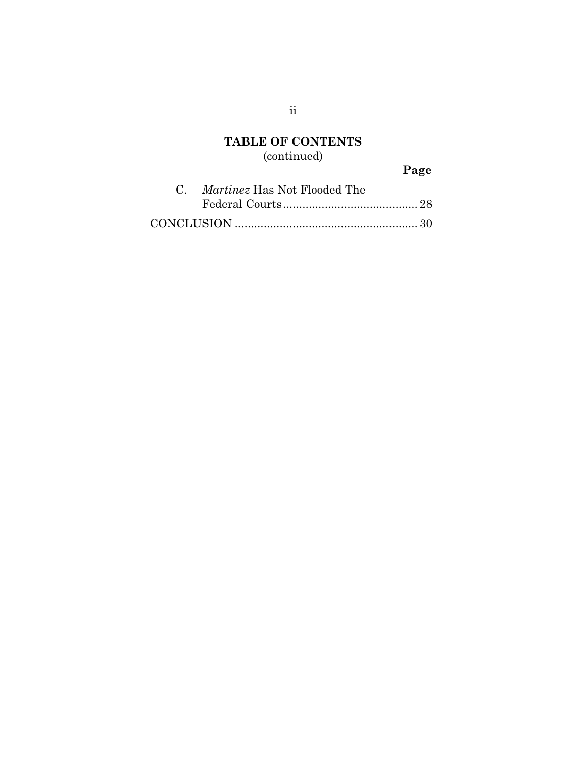## TABLE OF CONTENTS
(continued)

| | Page |
|---|---|
| C. *Martinez* Has Not Flooded The Federal Courts | 28 |
| CONCLUSION | 30 |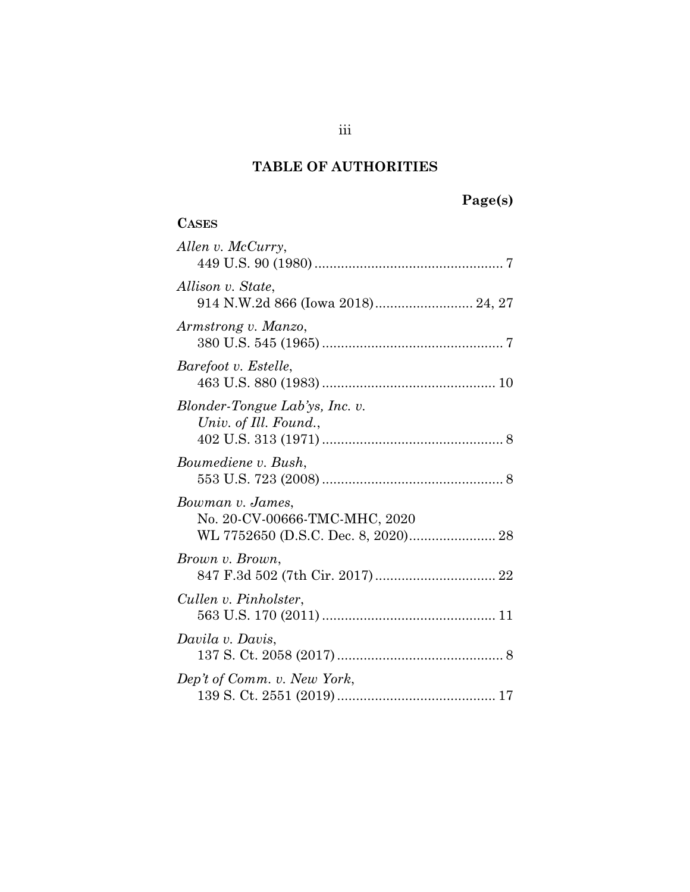## TABLE OF AUTHORITIES

**Page(s)**

**CASES**

*Allen v. McCurry*,
449 U.S. 90 (1980) .................................................. 7

*Allison v. State*,
914 N.W.2d 866 (Iowa 2018).......................... 24, 27

*Armstrong v. Manzo*,
380 U.S. 545 (1965) ................................................ 7

*Barefoot v. Estelle*,
463 U.S. 880 (1983) .............................................. 10

*Blonder-Tongue Lab'ys, Inc. v. Univ. of Ill. Found.*,
402 U.S. 313 (1971) ................................................ 8

*Boumediene v. Bush*,
553 U.S. 723 (2008) ................................................ 8

*Bowman v. James*,
No. 20-CV-00666-TMC-MHC, 2020 WL 7752650 (D.S.C. Dec. 8, 2020)....................... 28

*Brown v. Brown*,
847 F.3d 502 (7th Cir. 2017)................................ 22

*Cullen v. Pinholster*,
563 U.S. 170 (2011) .............................................. 11

*Davila v. Davis*,
137 S. Ct. 2058 (2017)............................................ 8

*Dep't of Comm. v. New York*,
139 S. Ct. 2551 (2019).......................................... 17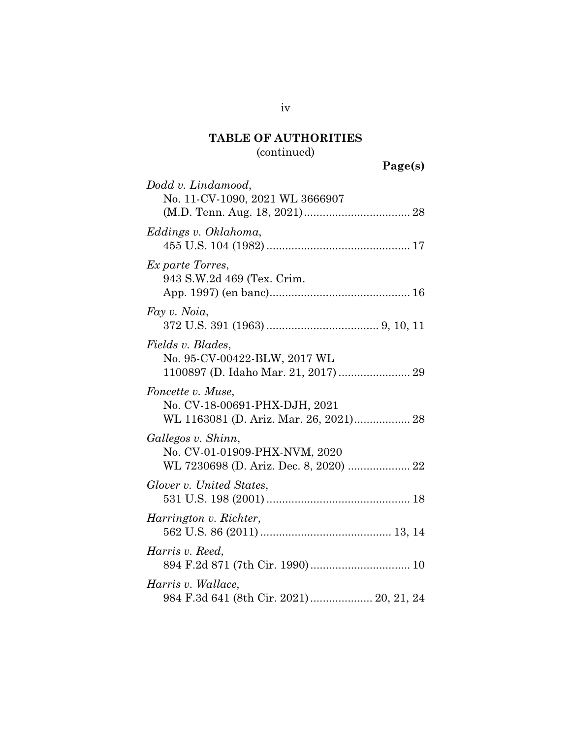## TABLE OF AUTHORITIES
(continued)

**Page(s)**

*Dodd v. Lindamood*,
No. 11-CV-1090, 2021 WL 3666907
(M.D. Tenn. Aug. 18, 2021) .................................. 28

*Eddings v. Oklahoma*,
455 U.S. 104 (1982) .............................................. 17

*Ex parte Torres*,
943 S.W.2d 469 (Tex. Crim.
App. 1997) (en banc)............................................ 16

*Fay v. Noia*,
372 U.S. 391 (1963) .................................... 9, 10, 11

*Fields v. Blades*,
No. 95-CV-00422-BLW, 2017 WL
1100897 (D. Idaho Mar. 21, 2017) ....................... 29

*Foncette v. Muse*,
No. CV-18-00691-PHX-DJH, 2021
WL 1163081 (D. Ariz. Mar. 26, 2021).................. 28

*Gallegos v. Shinn*,
No. CV-01-01909-PHX-NVM, 2020
WL 7230698 (D. Ariz. Dec. 8, 2020) .................... 22

*Glover v. United States*,
531 U.S. 198 (2001) .............................................. 18

*Harrington v. Richter*,
562 U.S. 86 (2011) .......................................... 13, 14

*Harris v. Reed*,
894 F.2d 871 (7th Cir. 1990) ................................ 10

*Harris v. Wallace*,
984 F.3d 641 (8th Cir. 2021) .................... 20, 21, 24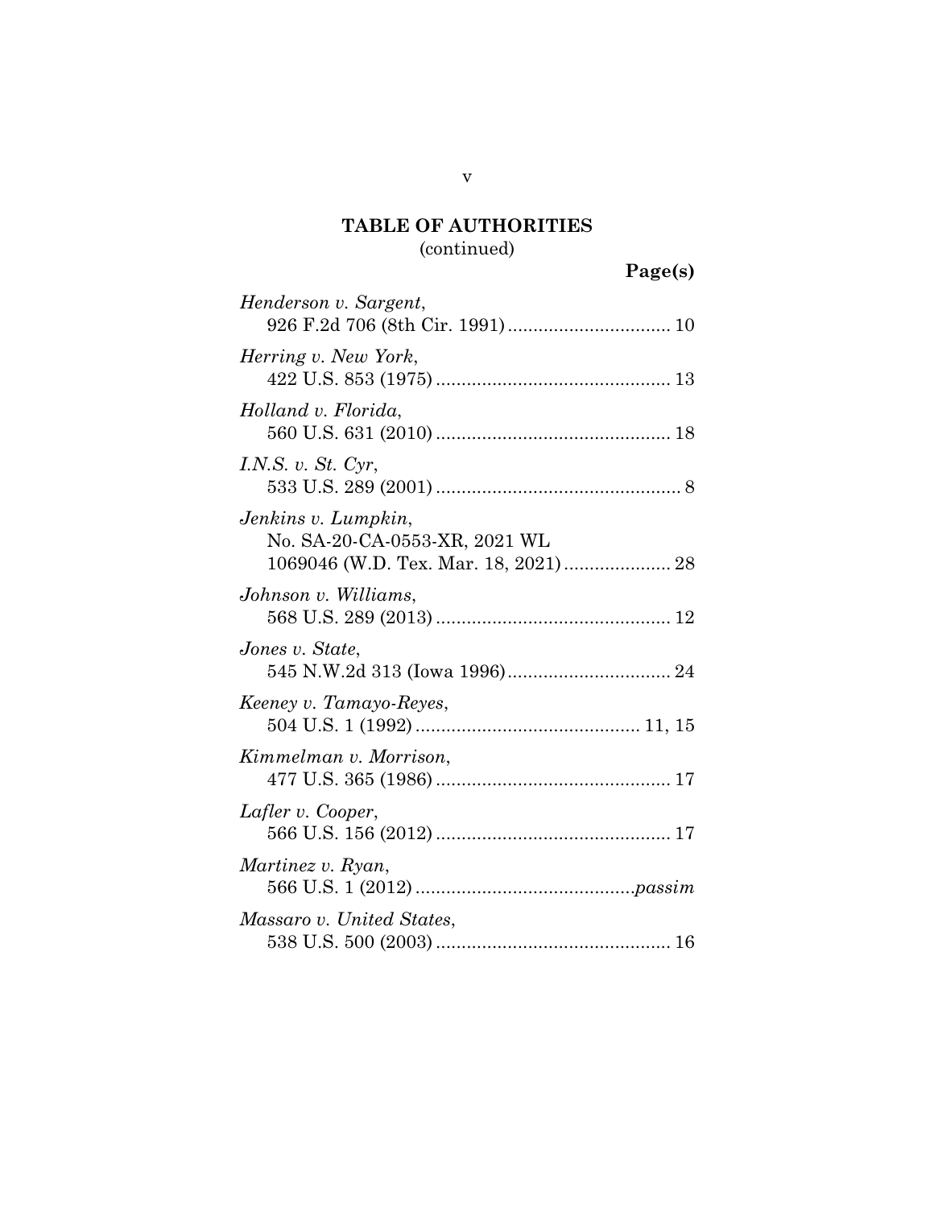## TABLE OF AUTHORITIES
(continued)

**Page(s)**

*Henderson v. Sargent*,
926 F.2d 706 (8th Cir. 1991) ................................ 10

*Herring v. New York*,
422 U.S. 853 (1975) .............................................. 13

*Holland v. Florida*,
560 U.S. 631 (2010) .............................................. 18

*I.N.S. v. St. Cyr*,
533 U.S. 289 (2001) ................................................ 8

*Jenkins v. Lumpkin*,
No. SA-20-CA-0553-XR, 2021 WL
1069046 (W.D. Tex. Mar. 18, 2021) ..................... 28

*Johnson v. Williams*,
568 U.S. 289 (2013) .............................................. 12

*Jones v. State*,
545 N.W.2d 313 (Iowa 1996) ................................ 24

*Keeney v. Tamayo-Reyes*,
504 U.S. 1 (1992) ............................................ 11, 15

*Kimmelman v. Morrison*,
477 U.S. 365 (1986) .............................................. 17

*Lafler v. Cooper*,
566 U.S. 156 (2012) .............................................. 17

*Martinez v. Ryan*,
566 U.S. 1 (2012) .......................................... *passim*

*Massaro v. United States*,
538 U.S. 500 (2003) .............................................. 16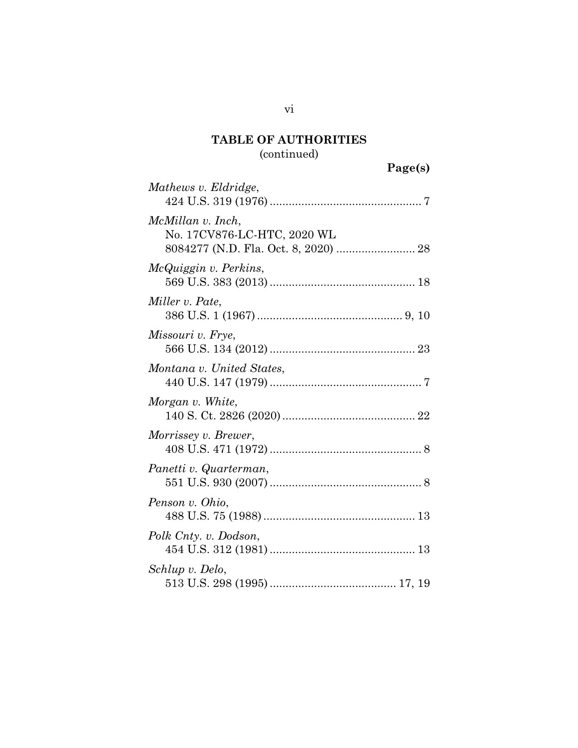## TABLE OF AUTHORITIES
(continued)

**Page(s)**

*Mathews v. Eldridge*,
424 U.S. 319 (1976) ................................................ 7

*McMillan v. Inch*,
No. 17CV876-LC-HTC, 2020 WL
8084277 (N.D. Fla. Oct. 8, 2020) ......................... 28

*McQuiggin v. Perkins*,
569 U.S. 383 (2013) .............................................. 18

*Miller v. Pate*,
386 U.S. 1 (1967) .............................................. 9, 10

*Missouri v. Frye*,
566 U.S. 134 (2012) .............................................. 23

*Montana v. United States*,
440 U.S. 147 (1979) ................................................ 7

*Morgan v. White*,
140 S. Ct. 2826 (2020) .......................................... 22

*Morrissey v. Brewer*,
408 U.S. 471 (1972) ................................................ 8

*Panetti v. Quarterman*,
551 U.S. 930 (2007) ................................................ 8

*Penson v. Ohio*,
488 U.S. 75 (1988) ................................................ 13

*Polk Cnty. v. Dodson*,
454 U.S. 312 (1981) .............................................. 13

*Schlup v. Delo*,
513 U.S. 298 (1995) ........................................ 17, 19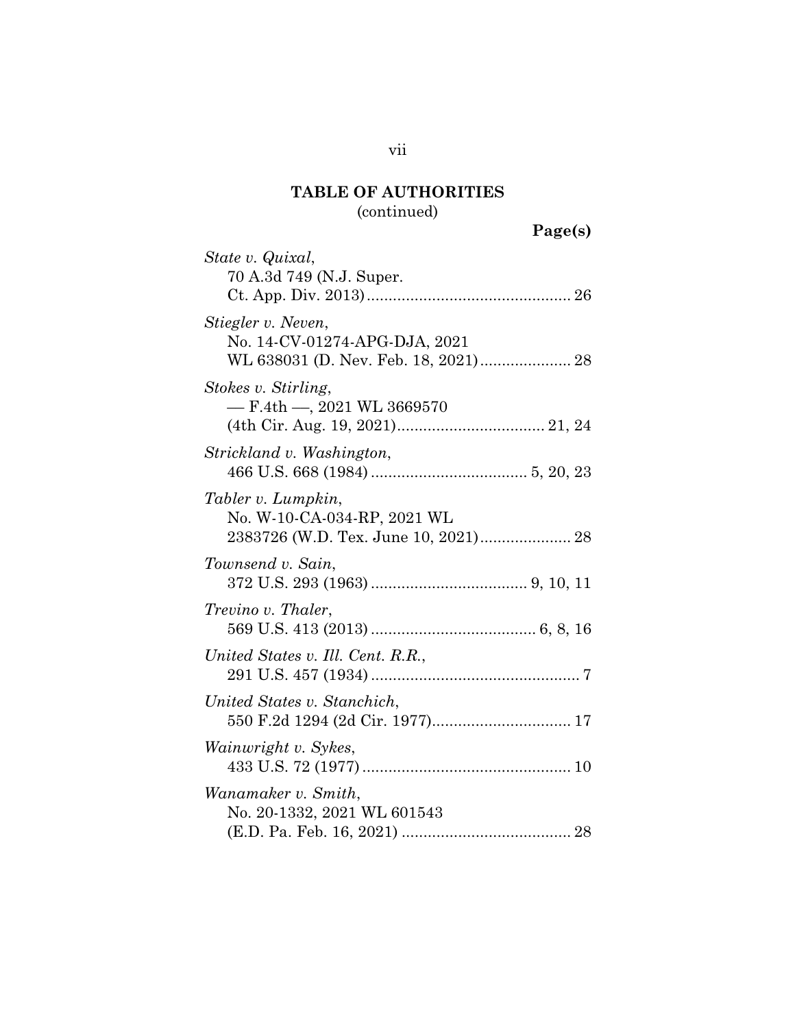**TABLE OF AUTHORITIES**
(continued)

**Page(s)**

*State v. Quixal*,
70 A.3d 749 (N.J. Super. Ct. App. Div. 2013) .............................................. 26

*Stiegler v. Neven*,
No. 14-CV-01274-APG-DJA, 2021 WL 638031 (D. Nev. Feb. 18, 2021) ..................... 28

*Stokes v. Stirling*,
— F.4th —, 2021 WL 3669570 (4th Cir. Aug. 19, 2021) .................................. 21, 24

*Strickland v. Washington*,
466 U.S. 668 (1984) .................................... 5, 20, 23

*Tabler v. Lumpkin*,
No. W-10-CA-034-RP, 2021 WL 2383726 (W.D. Tex. June 10, 2021) ..................... 28

*Townsend v. Sain*,
372 U.S. 293 (1963) .................................... 9, 10, 11

*Trevino v. Thaler*,
569 U.S. 413 (2013) ...................................... 6, 8, 16

*United States v. Ill. Cent. R.R.*,
291 U.S. 457 (1934) ................................................ 7

*United States v. Stanchich*,
550 F.2d 1294 (2d Cir. 1977) ................................ 17

*Wainwright v. Sykes*,
433 U.S. 72 (1977) ................................................ 10

*Wanamaker v. Smith*,
No. 20-1332, 2021 WL 601543 (E.D. Pa. Feb. 16, 2021) ....................................... 28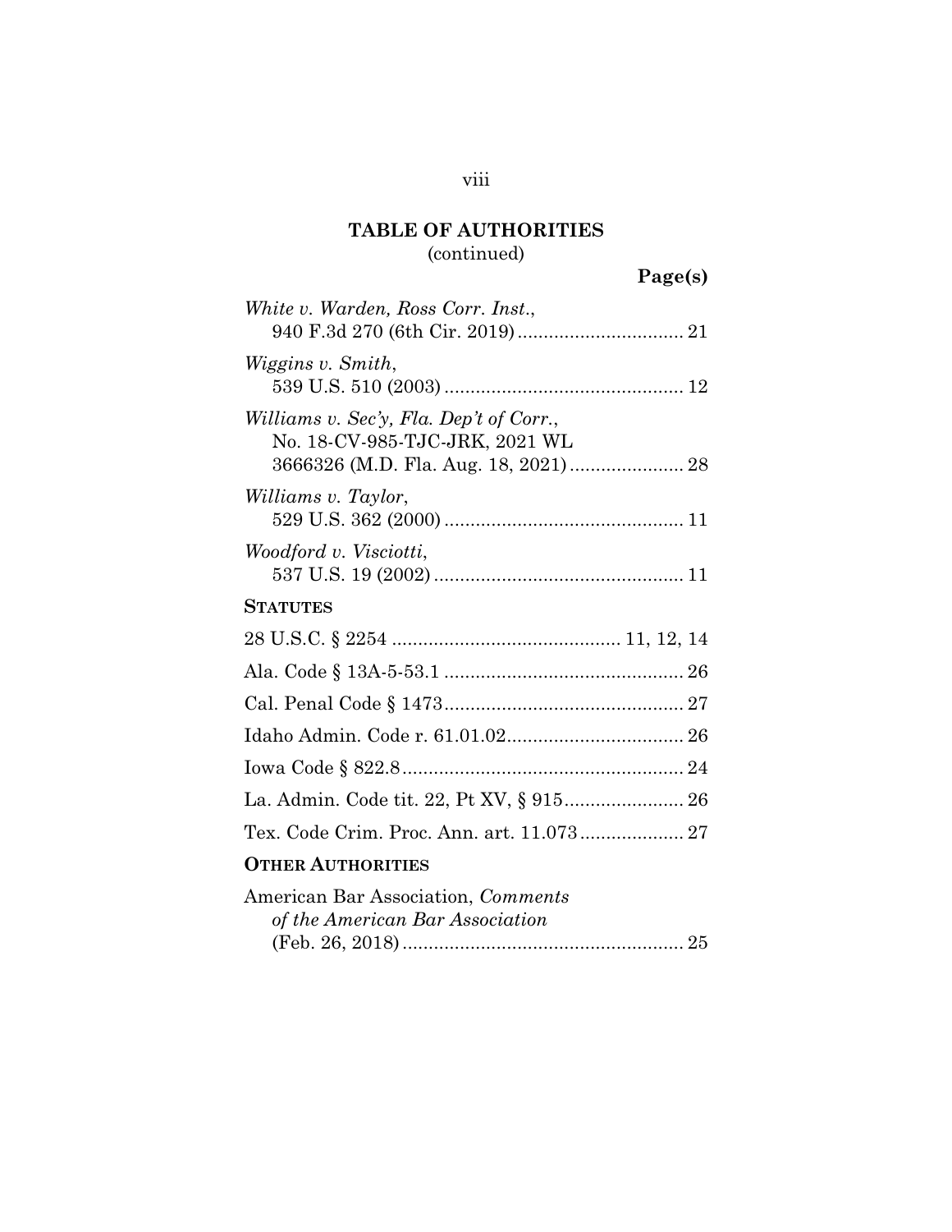## TABLE OF AUTHORITIES
(continued)

**Page(s)**

*White v. Warden, Ross Corr. Inst.*,
940 F.3d 270 (6th Cir. 2019) ................................ 21

*Wiggins v. Smith*,
539 U.S. 510 (2003) .............................................. 12

*Williams v. Sec'y, Fla. Dep't of Corr.*,
No. 18-CV-985-TJC-JRK, 2021 WL
3666326 (M.D. Fla. Aug. 18, 2021) ...................... 28

*Williams v. Taylor*,
529 U.S. 362 (2000) .............................................. 11

*Woodford v. Visciotti*,
537 U.S. 19 (2002) ................................................ 11

**STATUTES**

28 U.S.C. § 2254 ........................................... 11, 12, 14

Ala. Code § 13A-5-53.1 ............................................. 26

Cal. Penal Code § 1473 .............................................. 27

Idaho Admin. Code r. 61.01.02 ................................. 26

Iowa Code § 822.8 ...................................................... 24

La. Admin. Code tit. 22, Pt XV, § 915 ....................... 26

Tex. Code Crim. Proc. Ann. art. 11.073 .................... 27

**OTHER AUTHORITIES**

American Bar Association, *Comments of the American Bar Association*
(Feb. 26, 2018) ...................................................... 25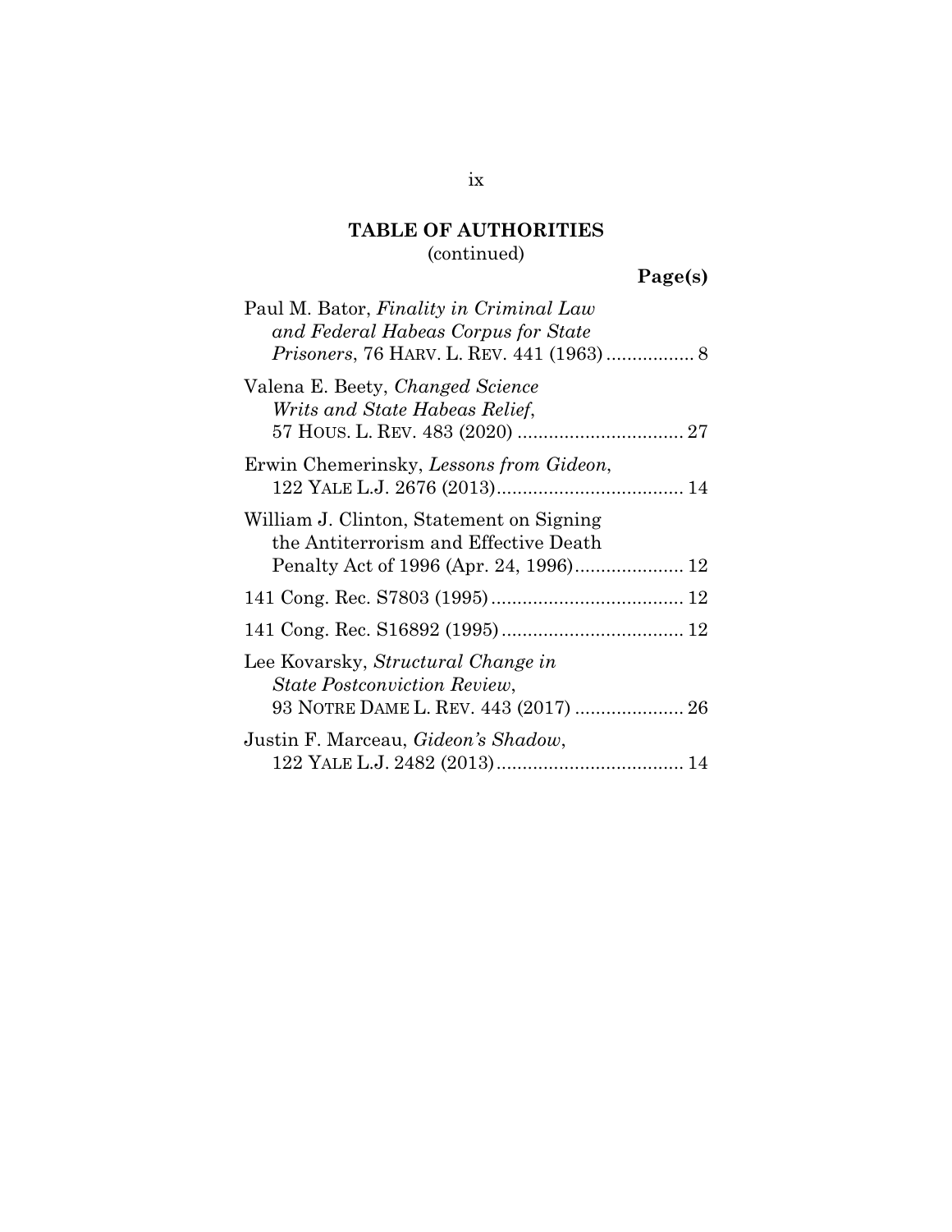## TABLE OF AUTHORITIES
(continued)

**Page(s)**

Paul M. Bator, *Finality in Criminal Law and Federal Habeas Corpus for State Prisoners*, 76 HARV. L. REV. 441 (1963) ................. 8

Valena E. Beety, *Changed Science Writs and State Habeas Relief*, 57 HOUS. L. REV. 483 (2020) ................................ 27

Erwin Chemerinsky, *Lessons from Gideon*, 122 YALE L.J. 2676 (2013).................................... 14

William J. Clinton, Statement on Signing the Antiterrorism and Effective Death Penalty Act of 1996 (Apr. 24, 1996)..................... 12

141 Cong. Rec. S7803 (1995)..................................... 12

141 Cong. Rec. S16892 (1995)................................... 12

Lee Kovarsky, *Structural Change in State Postconviction Review*, 93 NOTRE DAME L. REV. 443 (2017) ..................... 26

Justin F. Marceau, *Gideon's Shadow*, 122 YALE L.J. 2482 (2013).................................... 14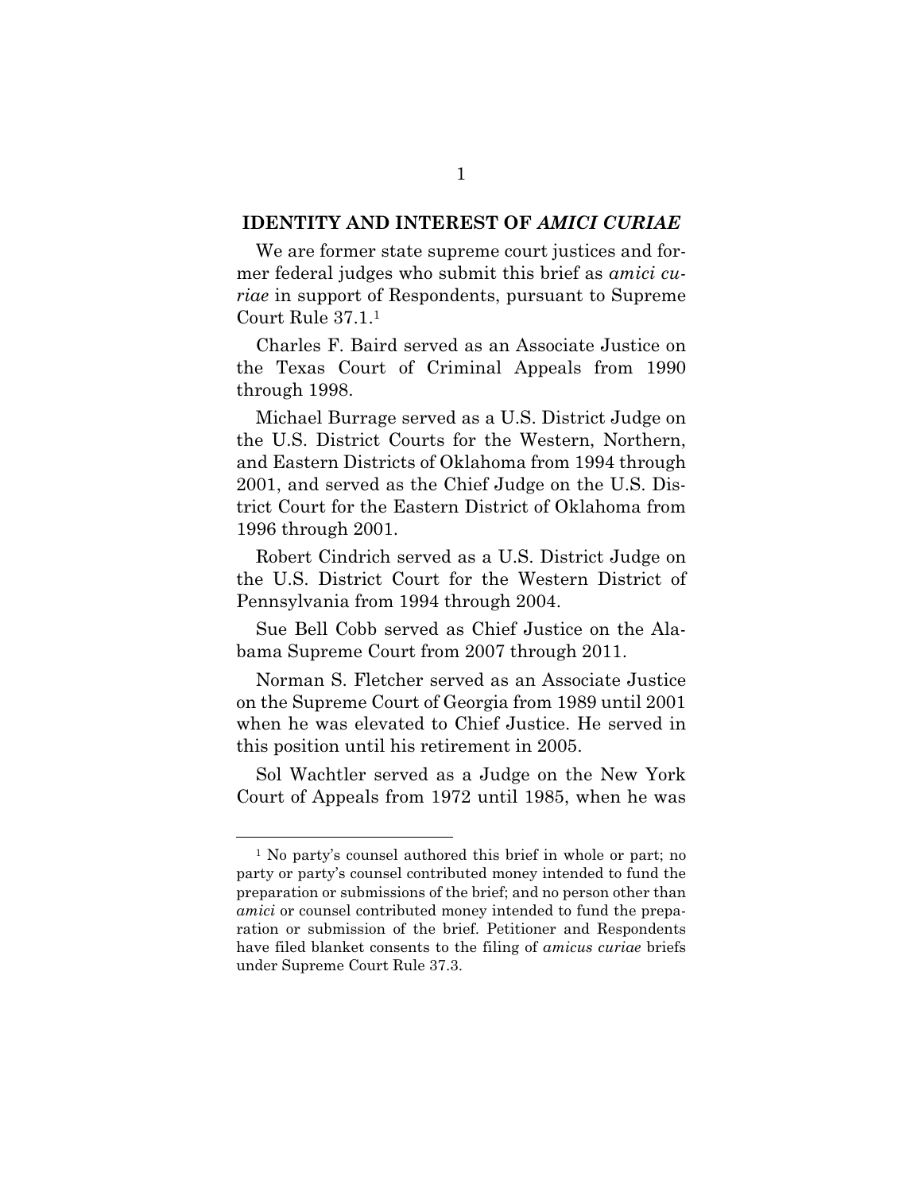## IDENTITY AND INTEREST OF *AMICI CURIAE*

We are former state supreme court justices and former federal judges who submit this brief as *amici curiae* in support of Respondents, pursuant to Supreme Court Rule 37.1.[1]

Charles F. Baird served as an Associate Justice on the Texas Court of Criminal Appeals from 1990 through 1998.

Michael Burrage served as a U.S. District Judge on the U.S. District Courts for the Western, Northern, and Eastern Districts of Oklahoma from 1994 through 2001, and served as the Chief Judge on the U.S. District Court for the Eastern District of Oklahoma from 1996 through 2001.

Robert Cindrich served as a U.S. District Judge on the U.S. District Court for the Western District of Pennsylvania from 1994 through 2004.

Sue Bell Cobb served as Chief Justice on the Alabama Supreme Court from 2007 through 2011.

Norman S. Fletcher served as an Associate Justice on the Supreme Court of Georgia from 1989 until 2001 when he was elevated to Chief Justice. He served in this position until his retirement in 2005.

Sol Wachtler served as a Judge on the New York Court of Appeals from 1972 until 1985, when he was

---

[1] No party's counsel authored this brief in whole or part; no party or party's counsel contributed money intended to fund the preparation or submissions of the brief; and no person other than *amici* or counsel contributed money intended to fund the preparation or submission of the brief. Petitioner and Respondents have filed blanket consents to the filing of *amicus curiae* briefs under Supreme Court Rule 37.3.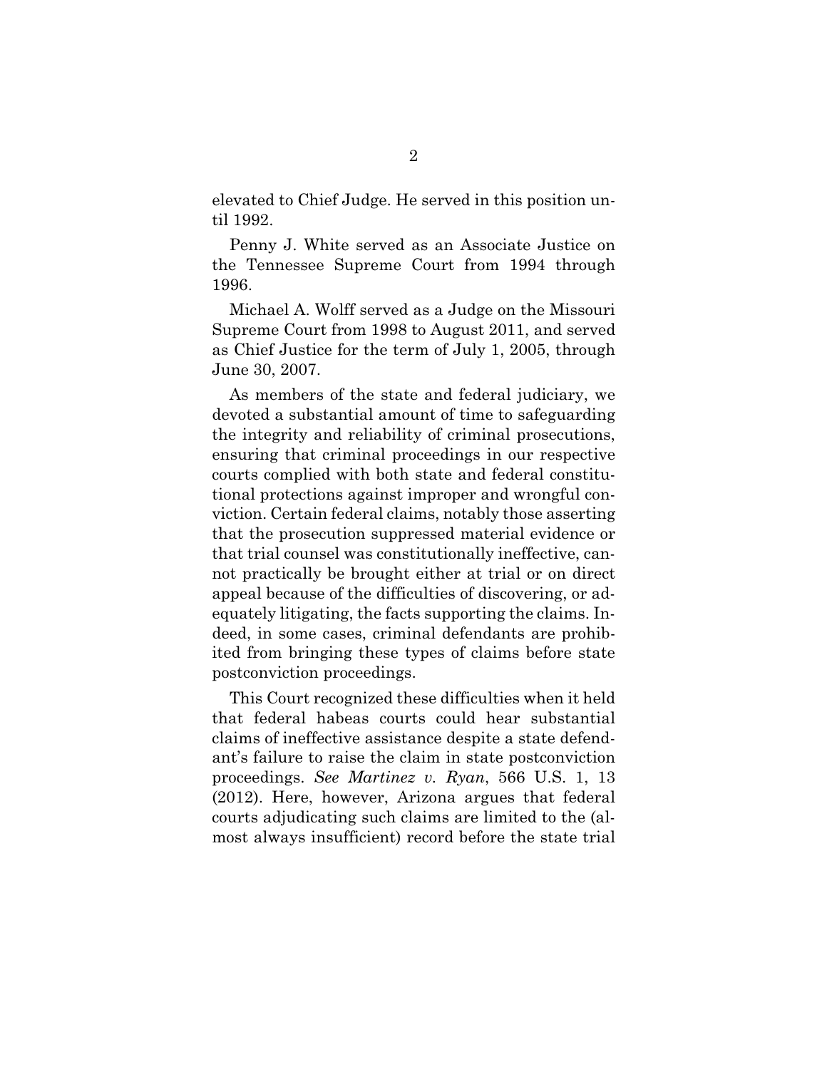elevated to Chief Judge. He served in this position until 1992.

Penny J. White served as an Associate Justice on the Tennessee Supreme Court from 1994 through 1996.

Michael A. Wolff served as a Judge on the Missouri Supreme Court from 1998 to August 2011, and served as Chief Justice for the term of July 1, 2005, through June 30, 2007.

As members of the state and federal judiciary, we devoted a substantial amount of time to safeguarding the integrity and reliability of criminal prosecutions, ensuring that criminal proceedings in our respective courts complied with both state and federal constitutional protections against improper and wrongful conviction. Certain federal claims, notably those asserting that the prosecution suppressed material evidence or that trial counsel was constitutionally ineffective, cannot practically be brought either at trial or on direct appeal because of the difficulties of discovering, or adequately litigating, the facts supporting the claims. Indeed, in some cases, criminal defendants are prohibited from bringing these types of claims before state postconviction proceedings.

This Court recognized these difficulties when it held that federal habeas courts could hear substantial claims of ineffective assistance despite a state defendant's failure to raise the claim in state postconviction proceedings. *See Martinez v. Ryan*, 566 U.S. 1, 13 (2012). Here, however, Arizona argues that federal courts adjudicating such claims are limited to the (almost always insufficient) record before the state trial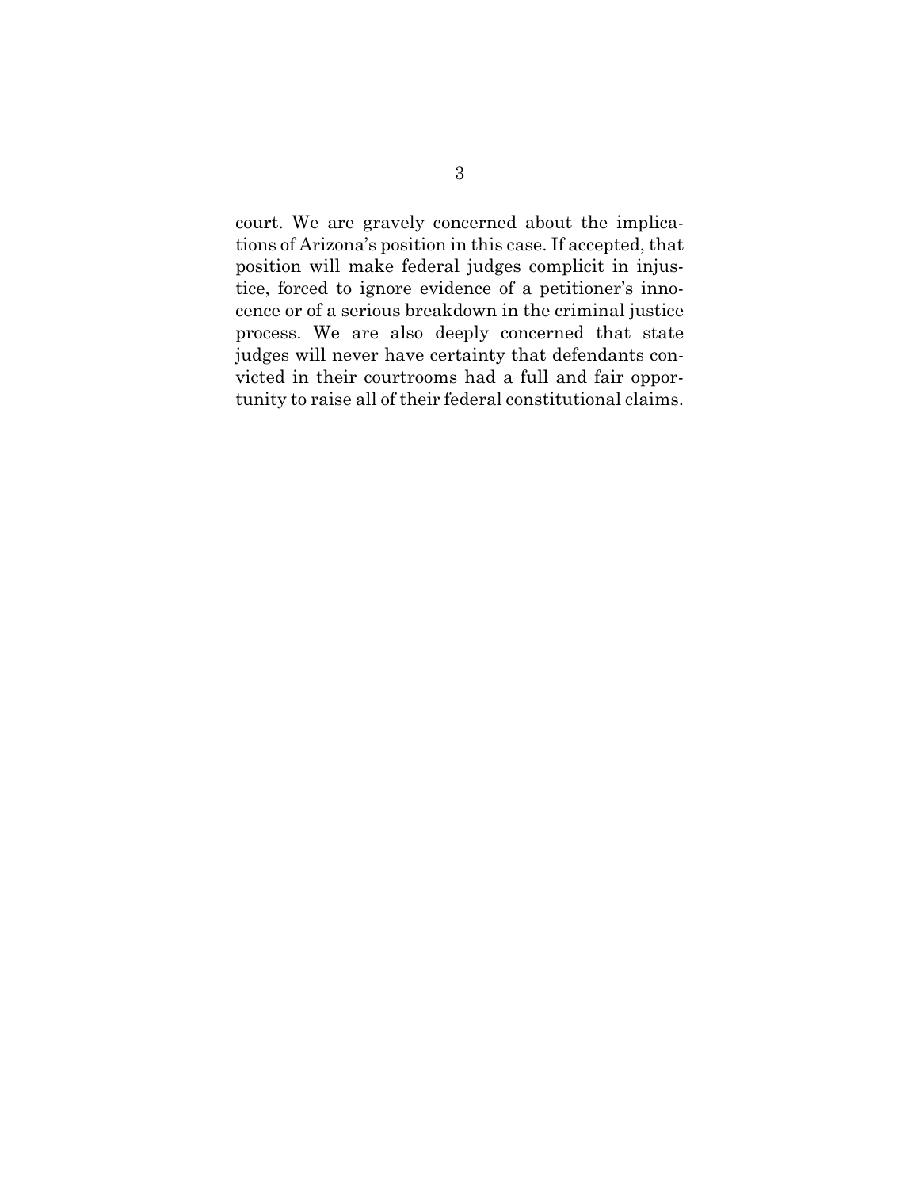court. We are gravely concerned about the implications of Arizona's position in this case. If accepted, that position will make federal judges complicit in injustice, forced to ignore evidence of a petitioner's innocence or of a serious breakdown in the criminal justice process. We are also deeply concerned that state judges will never have certainty that defendants convicted in their courtrooms had a full and fair opportunity to raise all of their federal constitutional claims.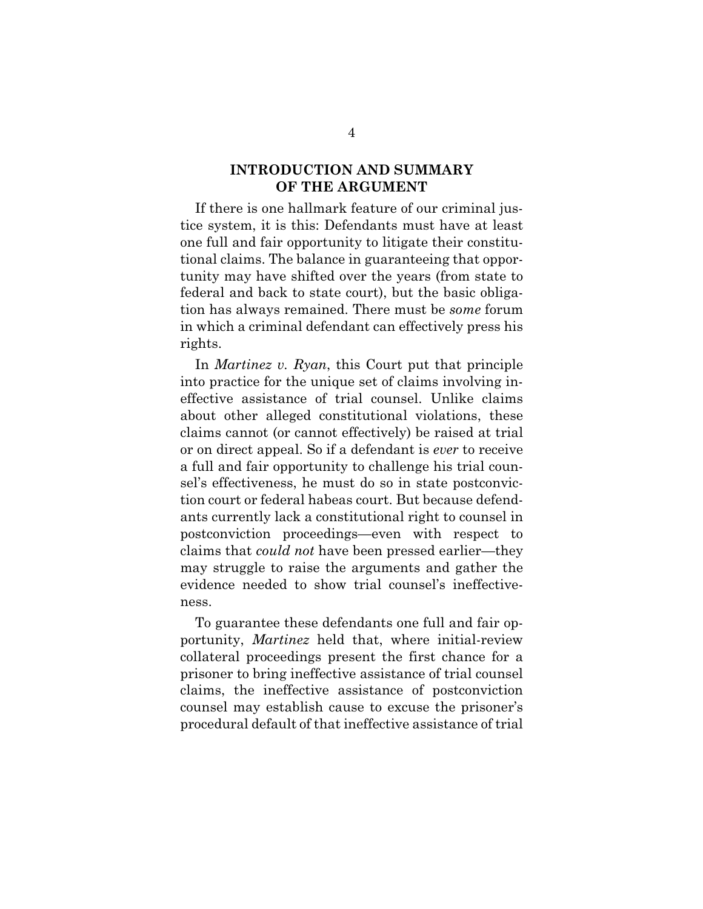## INTRODUCTION AND SUMMARY OF THE ARGUMENT

If there is one hallmark feature of our criminal justice system, it is this: Defendants must have at least one full and fair opportunity to litigate their constitutional claims. The balance in guaranteeing that opportunity may have shifted over the years (from state to federal and back to state court), but the basic obligation has always remained. There must be *some* forum in which a criminal defendant can effectively press his rights.

In *Martinez v. Ryan*, this Court put that principle into practice for the unique set of claims involving ineffective assistance of trial counsel. Unlike claims about other alleged constitutional violations, these claims cannot (or cannot effectively) be raised at trial or on direct appeal. So if a defendant is *ever* to receive a full and fair opportunity to challenge his trial counsel's effectiveness, he must do so in state postconviction court or federal habeas court. But because defendants currently lack a constitutional right to counsel in postconviction proceedings—even with respect to claims that *could not* have been pressed earlier—they may struggle to raise the arguments and gather the evidence needed to show trial counsel's ineffectiveness.

To guarantee these defendants one full and fair opportunity, *Martinez* held that, where initial-review collateral proceedings present the first chance for a prisoner to bring ineffective assistance of trial counsel claims, the ineffective assistance of postconviction counsel may establish cause to excuse the prisoner's procedural default of that ineffective assistance of trial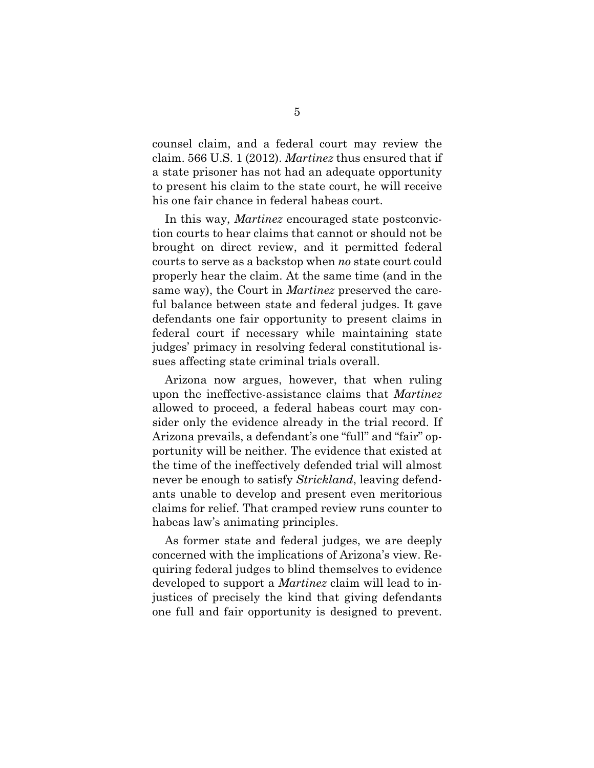counsel claim, and a federal court may review the claim. 566 U.S. 1 (2012). *Martinez* thus ensured that if a state prisoner has not had an adequate opportunity to present his claim to the state court, he will receive his one fair chance in federal habeas court.

In this way, *Martinez* encouraged state postconviction courts to hear claims that cannot or should not be brought on direct review, and it permitted federal courts to serve as a backstop when *no* state court could properly hear the claim. At the same time (and in the same way), the Court in *Martinez* preserved the careful balance between state and federal judges. It gave defendants one fair opportunity to present claims in federal court if necessary while maintaining state judges' primacy in resolving federal constitutional issues affecting state criminal trials overall.

Arizona now argues, however, that when ruling upon the ineffective-assistance claims that *Martinez* allowed to proceed, a federal habeas court may consider only the evidence already in the trial record. If Arizona prevails, a defendant's one "full" and "fair" opportunity will be neither. The evidence that existed at the time of the ineffectively defended trial will almost never be enough to satisfy *Strickland*, leaving defendants unable to develop and present even meritorious claims for relief. That cramped review runs counter to habeas law's animating principles.

As former state and federal judges, we are deeply concerned with the implications of Arizona's view. Requiring federal judges to blind themselves to evidence developed to support a *Martinez* claim will lead to injustices of precisely the kind that giving defendants one full and fair opportunity is designed to prevent.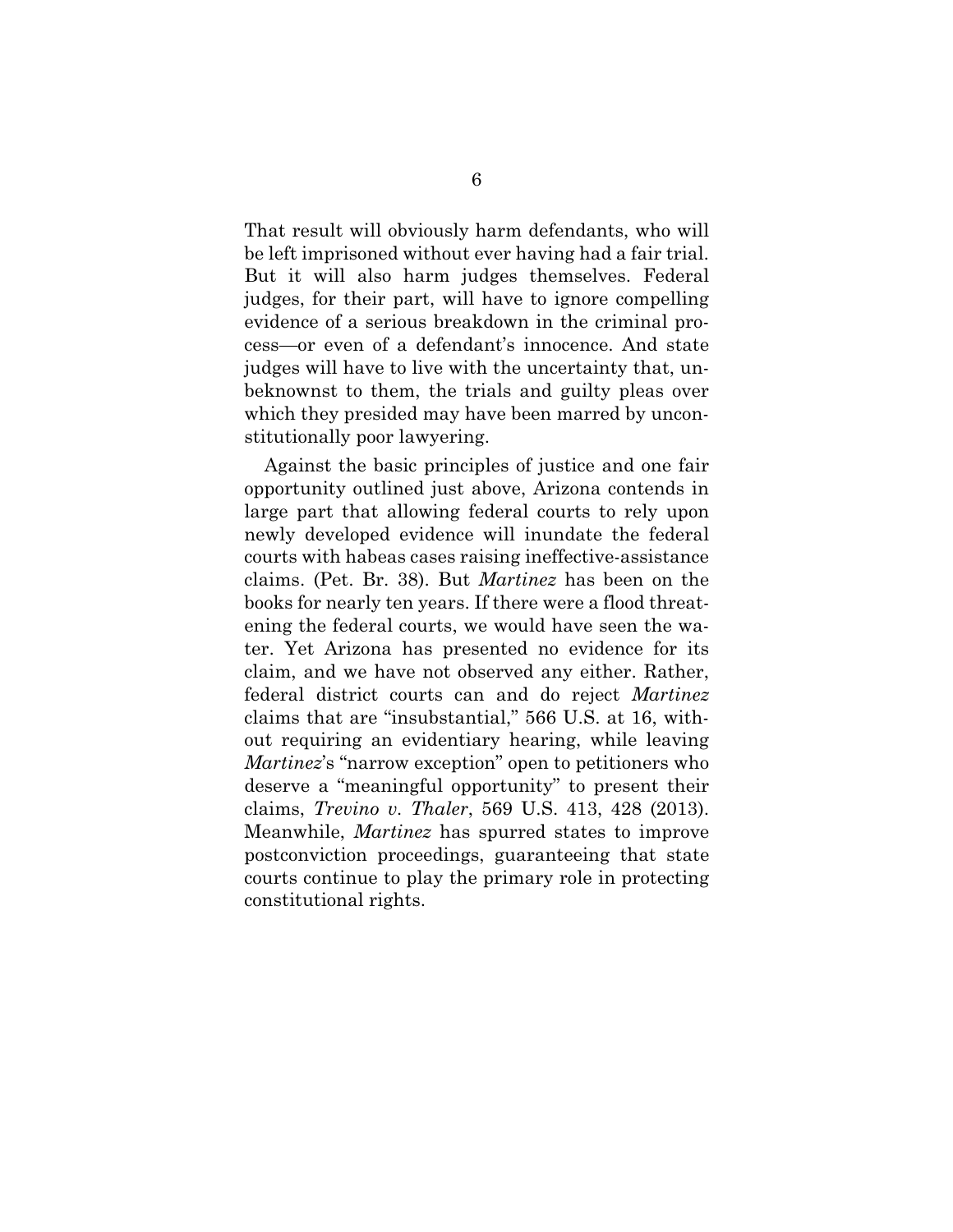That result will obviously harm defendants, who will be left imprisoned without ever having had a fair trial. But it will also harm judges themselves. Federal judges, for their part, will have to ignore compelling evidence of a serious breakdown in the criminal process—or even of a defendant's innocence. And state judges will have to live with the uncertainty that, unbeknownst to them, the trials and guilty pleas over which they presided may have been marred by unconstitutionally poor lawyering.

Against the basic principles of justice and one fair opportunity outlined just above, Arizona contends in large part that allowing federal courts to rely upon newly developed evidence will inundate the federal courts with habeas cases raising ineffective-assistance claims. (Pet. Br. 38). But *Martinez* has been on the books for nearly ten years. If there were a flood threatening the federal courts, we would have seen the water. Yet Arizona has presented no evidence for its claim, and we have not observed any either. Rather, federal district courts can and do reject *Martinez* claims that are "insubstantial," 566 U.S. at 16, without requiring an evidentiary hearing, while leaving *Martinez*'s "narrow exception" open to petitioners who deserve a "meaningful opportunity" to present their claims, *Trevino v. Thaler*, 569 U.S. 413, 428 (2013). Meanwhile, *Martinez* has spurred states to improve postconviction proceedings, guaranteeing that state courts continue to play the primary role in protecting constitutional rights.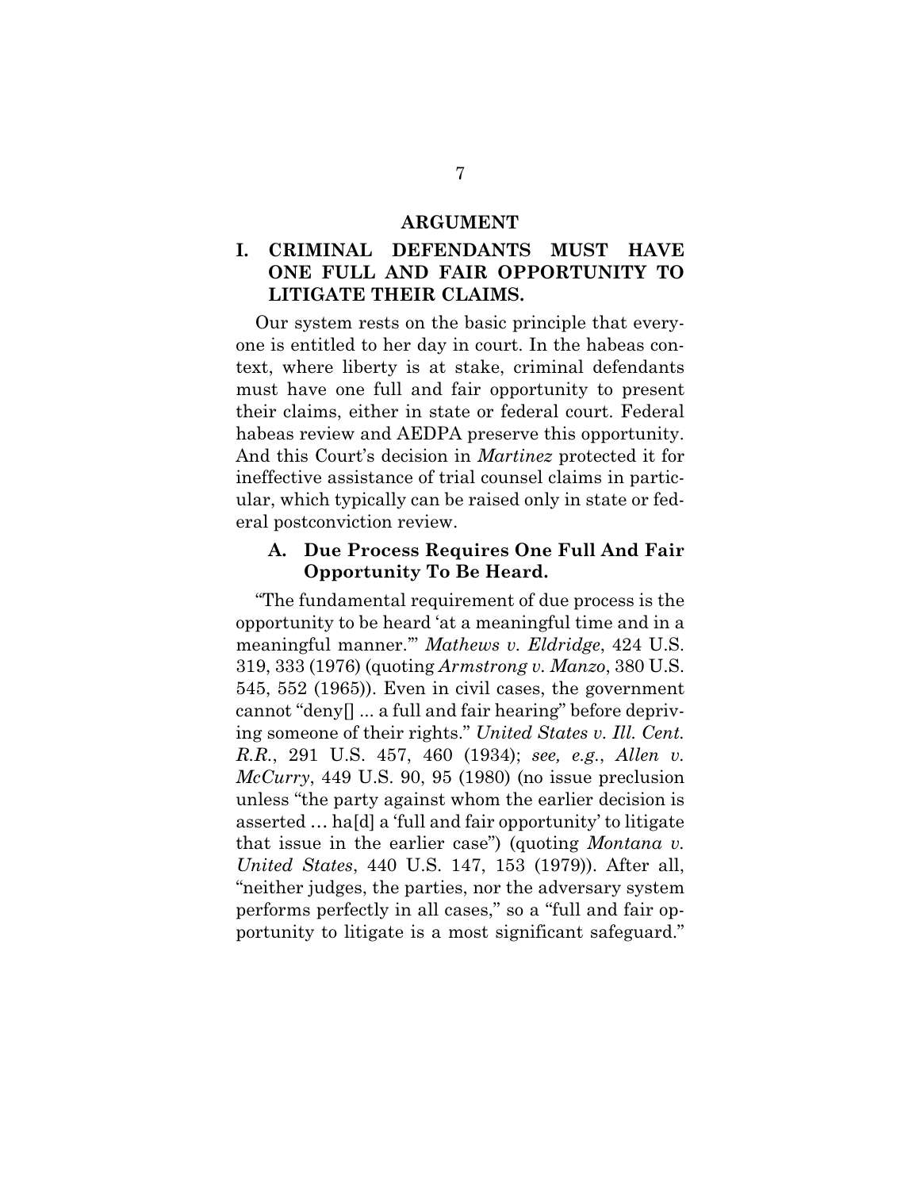## ARGUMENT

### I. CRIMINAL DEFENDANTS MUST HAVE ONE FULL AND FAIR OPPORTUNITY TO LITIGATE THEIR CLAIMS.

Our system rests on the basic principle that everyone is entitled to her day in court. In the habeas context, where liberty is at stake, criminal defendants must have one full and fair opportunity to present their claims, either in state or federal court. Federal habeas review and AEDPA preserve this opportunity. And this Court's decision in *Martinez* protected it for ineffective assistance of trial counsel claims in particular, which typically can be raised only in state or federal postconviction review.

#### A. Due Process Requires One Full And Fair Opportunity To Be Heard.

"The fundamental requirement of due process is the opportunity to be heard 'at a meaningful time and in a meaningful manner.'" *Mathews v. Eldridge*, 424 U.S. 319, 333 (1976) (quoting *Armstrong v. Manzo*, 380 U.S. 545, 552 (1965)). Even in civil cases, the government cannot "deny[] ... a full and fair hearing" before depriving someone of their rights." *United States v. Ill. Cent. R.R.*, 291 U.S. 457, 460 (1934); *see, e.g.*, *Allen v. McCurry*, 449 U.S. 90, 95 (1980) (no issue preclusion unless "the party against whom the earlier decision is asserted … ha[d] a 'full and fair opportunity' to litigate that issue in the earlier case") (quoting *Montana v. United States*, 440 U.S. 147, 153 (1979)). After all, "neither judges, the parties, nor the adversary system performs perfectly in all cases," so a "full and fair opportunity to litigate is a most significant safeguard."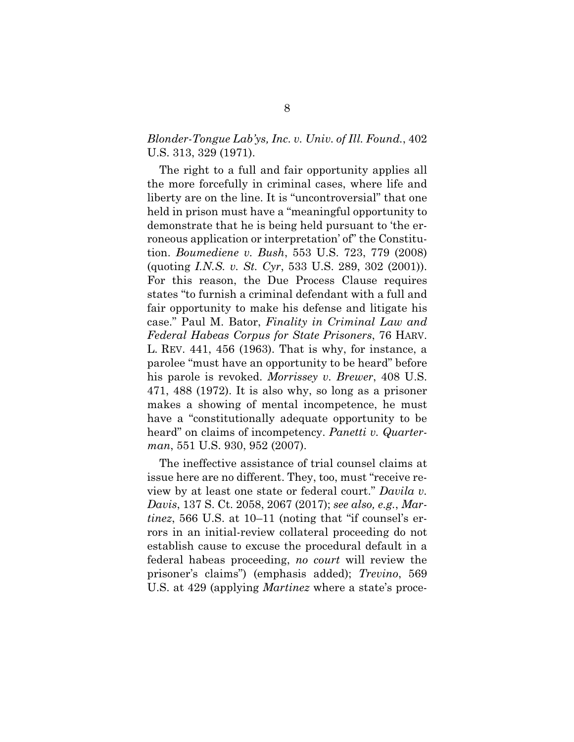*Blonder-Tongue Lab'ys, Inc. v. Univ. of Ill. Found.*, 402 U.S. 313, 329 (1971).

The right to a full and fair opportunity applies all the more forcefully in criminal cases, where life and liberty are on the line. It is "uncontroversial" that one held in prison must have a "meaningful opportunity to demonstrate that he is being held pursuant to 'the erroneous application or interpretation' of" the Constitution. *Boumediene v. Bush*, 553 U.S. 723, 779 (2008) (quoting *I.N.S. v. St. Cyr*, 533 U.S. 289, 302 (2001)). For this reason, the Due Process Clause requires states "to furnish a criminal defendant with a full and fair opportunity to make his defense and litigate his case." Paul M. Bator, *Finality in Criminal Law and Federal Habeas Corpus for State Prisoners*, 76 HARV. L. REV. 441, 456 (1963). That is why, for instance, a parolee "must have an opportunity to be heard" before his parole is revoked. *Morrissey v. Brewer*, 408 U.S. 471, 488 (1972). It is also why, so long as a prisoner makes a showing of mental incompetence, he must have a "constitutionally adequate opportunity to be heard" on claims of incompetency. *Panetti v. Quarterman*, 551 U.S. 930, 952 (2007).

The ineffective assistance of trial counsel claims at issue here are no different. They, too, must "receive review by at least one state or federal court." *Davila v. Davis*, 137 S. Ct. 2058, 2067 (2017); *see also, e.g.*, *Martinez*, 566 U.S. at 10–11 (noting that "if counsel's errors in an initial-review collateral proceeding do not establish cause to excuse the procedural default in a federal habeas proceeding, *no court* will review the prisoner's claims") (emphasis added); *Trevino*, 569 U.S. at 429 (applying *Martinez* where a state's proce-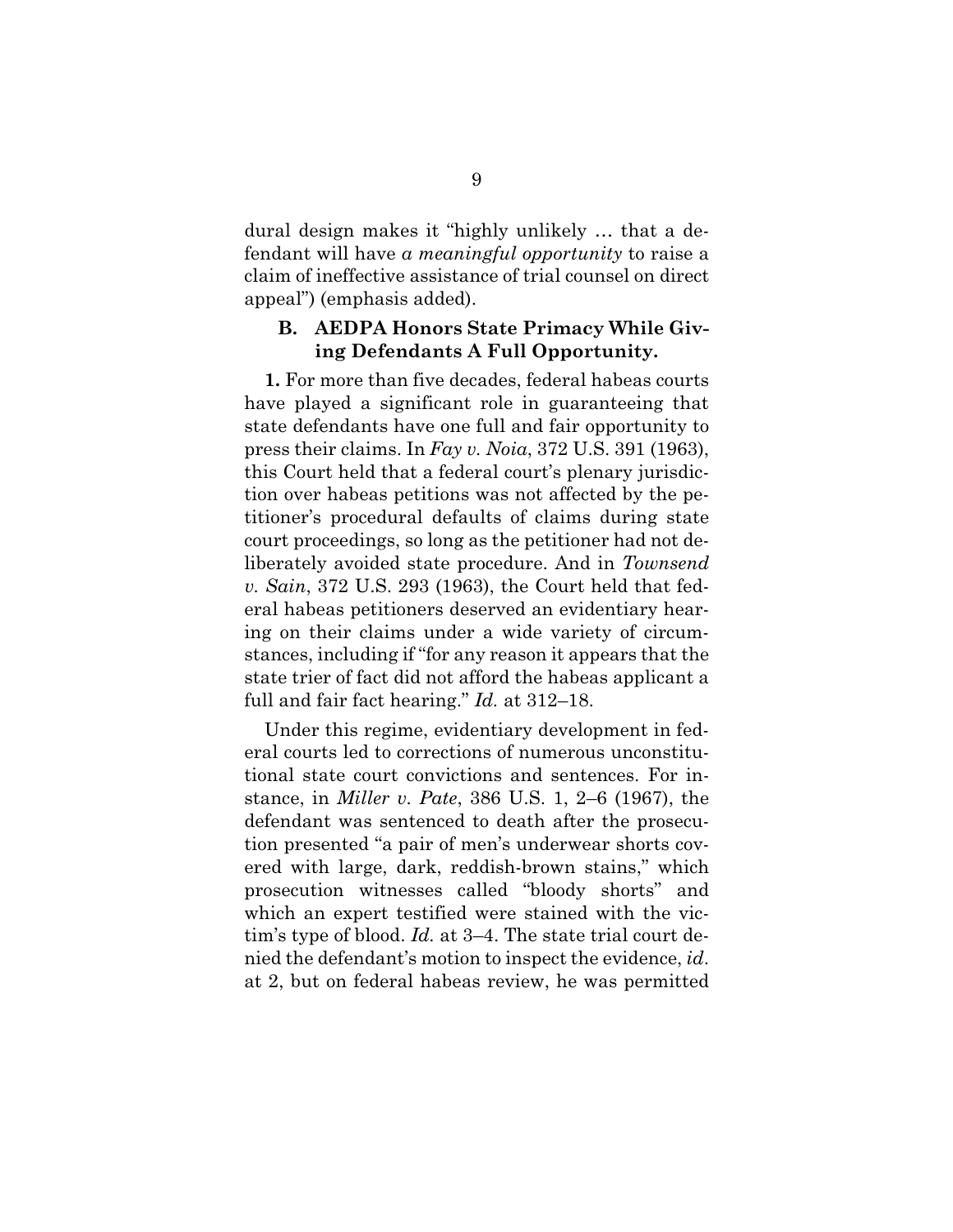dural design makes it "highly unlikely … that a defendant will have *a meaningful opportunity* to raise a claim of ineffective assistance of trial counsel on direct appeal") (emphasis added).

### B. AEDPA Honors State Primacy While Giving Defendants A Full Opportunity.

**1.** For more than five decades, federal habeas courts have played a significant role in guaranteeing that state defendants have one full and fair opportunity to press their claims. In *Fay v. Noia*, 372 U.S. 391 (1963), this Court held that a federal court's plenary jurisdiction over habeas petitions was not affected by the petitioner's procedural defaults of claims during state court proceedings, so long as the petitioner had not deliberately avoided state procedure. And in *Townsend v. Sain*, 372 U.S. 293 (1963), the Court held that federal habeas petitioners deserved an evidentiary hearing on their claims under a wide variety of circumstances, including if "for any reason it appears that the state trier of fact did not afford the habeas applicant a full and fair fact hearing." *Id.* at 312–18.

Under this regime, evidentiary development in federal courts led to corrections of numerous unconstitutional state court convictions and sentences. For instance, in *Miller v. Pate*, 386 U.S. 1, 2–6 (1967), the defendant was sentenced to death after the prosecution presented "a pair of men's underwear shorts covered with large, dark, reddish-brown stains," which prosecution witnesses called "bloody shorts" and which an expert testified were stained with the victim's type of blood. *Id.* at 3–4. The state trial court denied the defendant's motion to inspect the evidence, *id*. at 2, but on federal habeas review, he was permitted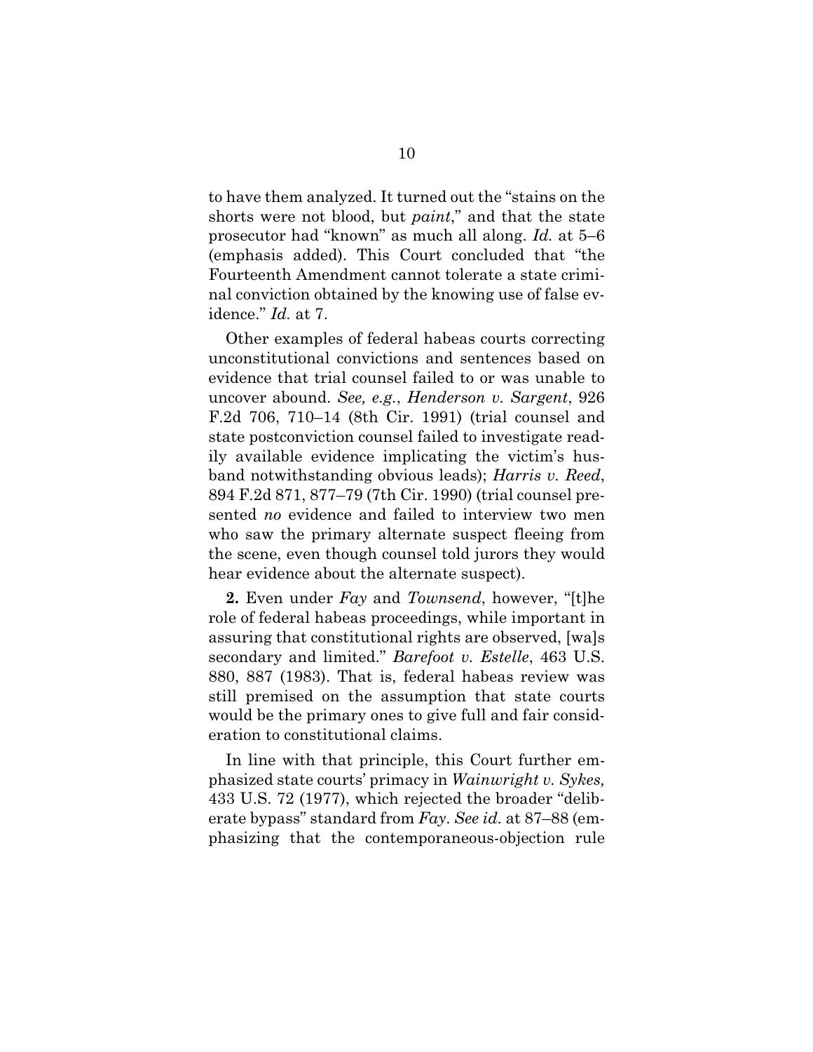to have them analyzed. It turned out the "stains on the shorts were not blood, but *paint*," and that the state prosecutor had "known" as much all along. *Id.* at 5–6 (emphasis added). This Court concluded that "the Fourteenth Amendment cannot tolerate a state criminal conviction obtained by the knowing use of false evidence." *Id.* at 7.

Other examples of federal habeas courts correcting unconstitutional convictions and sentences based on evidence that trial counsel failed to or was unable to uncover abound. *See, e.g.*, *Henderson v. Sargent*, 926 F.2d 706, 710–14 (8th Cir. 1991) (trial counsel and state postconviction counsel failed to investigate readily available evidence implicating the victim's husband notwithstanding obvious leads); *Harris v. Reed*, 894 F.2d 871, 877–79 (7th Cir. 1990) (trial counsel presented *no* evidence and failed to interview two men who saw the primary alternate suspect fleeing from the scene, even though counsel told jurors they would hear evidence about the alternate suspect).

**2.** Even under *Fay* and *Townsend*, however, "[t]he role of federal habeas proceedings, while important in assuring that constitutional rights are observed, [wa]s secondary and limited." *Barefoot v. Estelle*, 463 U.S. 880, 887 (1983). That is, federal habeas review was still premised on the assumption that state courts would be the primary ones to give full and fair consideration to constitutional claims.

In line with that principle, this Court further emphasized state courts' primacy in *Wainwright v. Sykes,* 433 U.S. 72 (1977), which rejected the broader "deliberate bypass" standard from *Fay*. *See id.* at 87–88 (emphasizing that the contemporaneous-objection rule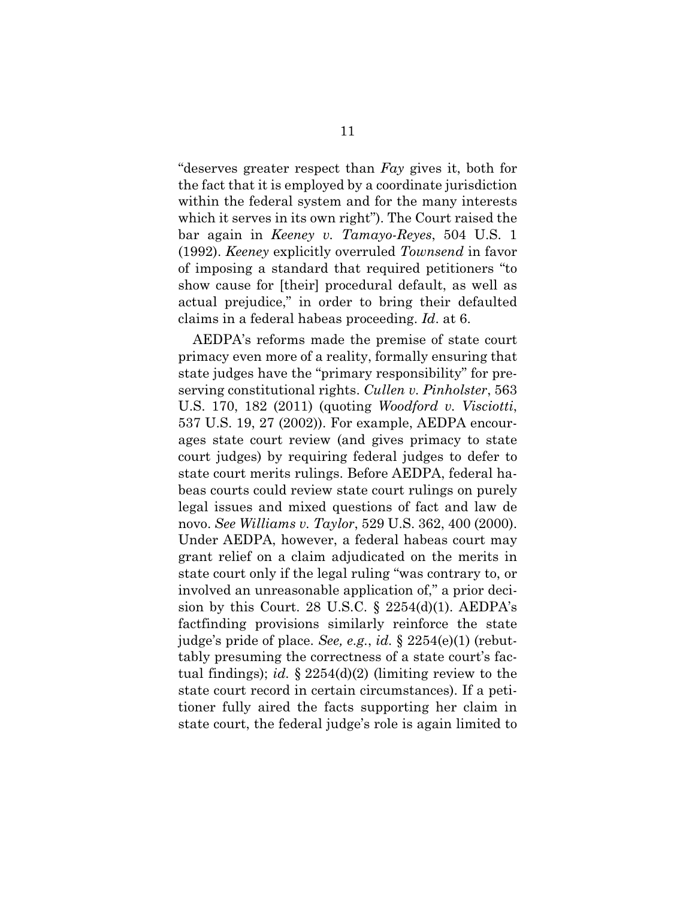"deserves greater respect than *Fay* gives it, both for the fact that it is employed by a coordinate jurisdiction within the federal system and for the many interests which it serves in its own right"). The Court raised the bar again in *Keeney v. Tamayo-Reyes*, 504 U.S. 1 (1992). *Keeney* explicitly overruled *Townsend* in favor of imposing a standard that required petitioners "to show cause for [their] procedural default, as well as actual prejudice," in order to bring their defaulted claims in a federal habeas proceeding. *Id*. at 6.

AEDPA's reforms made the premise of state court primacy even more of a reality, formally ensuring that state judges have the "primary responsibility" for preserving constitutional rights. *Cullen v. Pinholster*, 563 U.S. 170, 182 (2011) (quoting *Woodford v. Visciotti*, 537 U.S. 19, 27 (2002)). For example, AEDPA encourages state court review (and gives primacy to state court judges) by requiring federal judges to defer to state court merits rulings. Before AEDPA, federal habeas courts could review state court rulings on purely legal issues and mixed questions of fact and law de novo. *See Williams v. Taylor*, 529 U.S. 362, 400 (2000). Under AEDPA, however, a federal habeas court may grant relief on a claim adjudicated on the merits in state court only if the legal ruling "was contrary to, or involved an unreasonable application of," a prior decision by this Court. 28 U.S.C. § 2254(d)(1). AEDPA's factfinding provisions similarly reinforce the state judge's pride of place. *See, e.g.*, *id.* § 2254(e)(1) (rebuttably presuming the correctness of a state court's factual findings); *id.* § 2254(d)(2) (limiting review to the state court record in certain circumstances). If a petitioner fully aired the facts supporting her claim in state court, the federal judge's role is again limited to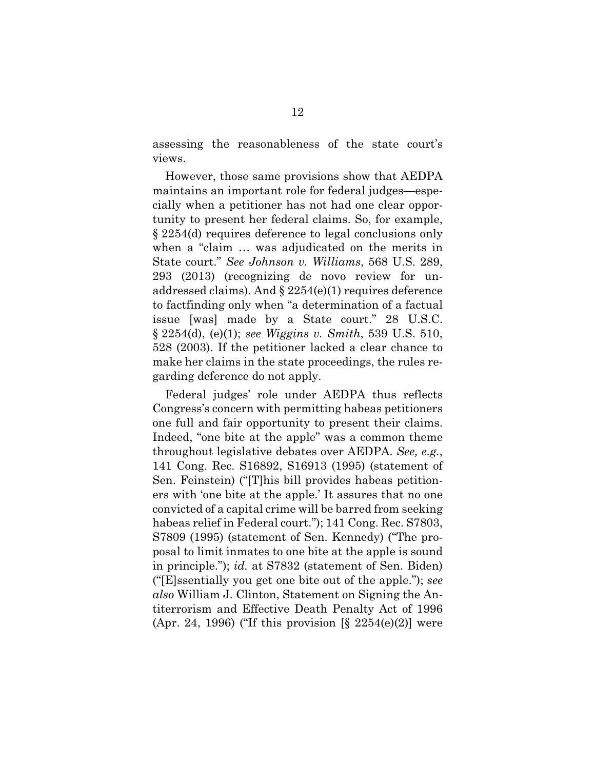assessing the reasonableness of the state court's views.

However, those same provisions show that AEDPA maintains an important role for federal judges—especially when a petitioner has not had one clear opportunity to present her federal claims. So, for example, § 2254(d) requires deference to legal conclusions only when a "claim … was adjudicated on the merits in State court." *See Johnson v. Williams*, 568 U.S. 289, 293 (2013) (recognizing de novo review for unaddressed claims). And § 2254(e)(1) requires deference to factfinding only when "a determination of a factual issue [was] made by a State court." 28 U.S.C. § 2254(d), (e)(1); *see Wiggins v. Smith*, 539 U.S. 510, 528 (2003). If the petitioner lacked a clear chance to make her claims in the state proceedings, the rules regarding deference do not apply.

Federal judges' role under AEDPA thus reflects Congress's concern with permitting habeas petitioners one full and fair opportunity to present their claims. Indeed, "one bite at the apple" was a common theme throughout legislative debates over AEDPA. *See, e.g.*, 141 Cong. Rec. S16892, S16913 (1995) (statement of Sen. Feinstein) ("[T]his bill provides habeas petitioners with 'one bite at the apple.' It assures that no one convicted of a capital crime will be barred from seeking habeas relief in Federal court."); 141 Cong. Rec. S7803, S7809 (1995) (statement of Sen. Kennedy) ("The proposal to limit inmates to one bite at the apple is sound in principle."); *id.* at S7832 (statement of Sen. Biden) ("[E]ssentially you get one bite out of the apple."); *see also* William J. Clinton, Statement on Signing the Antiterrorism and Effective Death Penalty Act of 1996 (Apr. 24, 1996) ("If this provision [§ 2254(e)(2)] were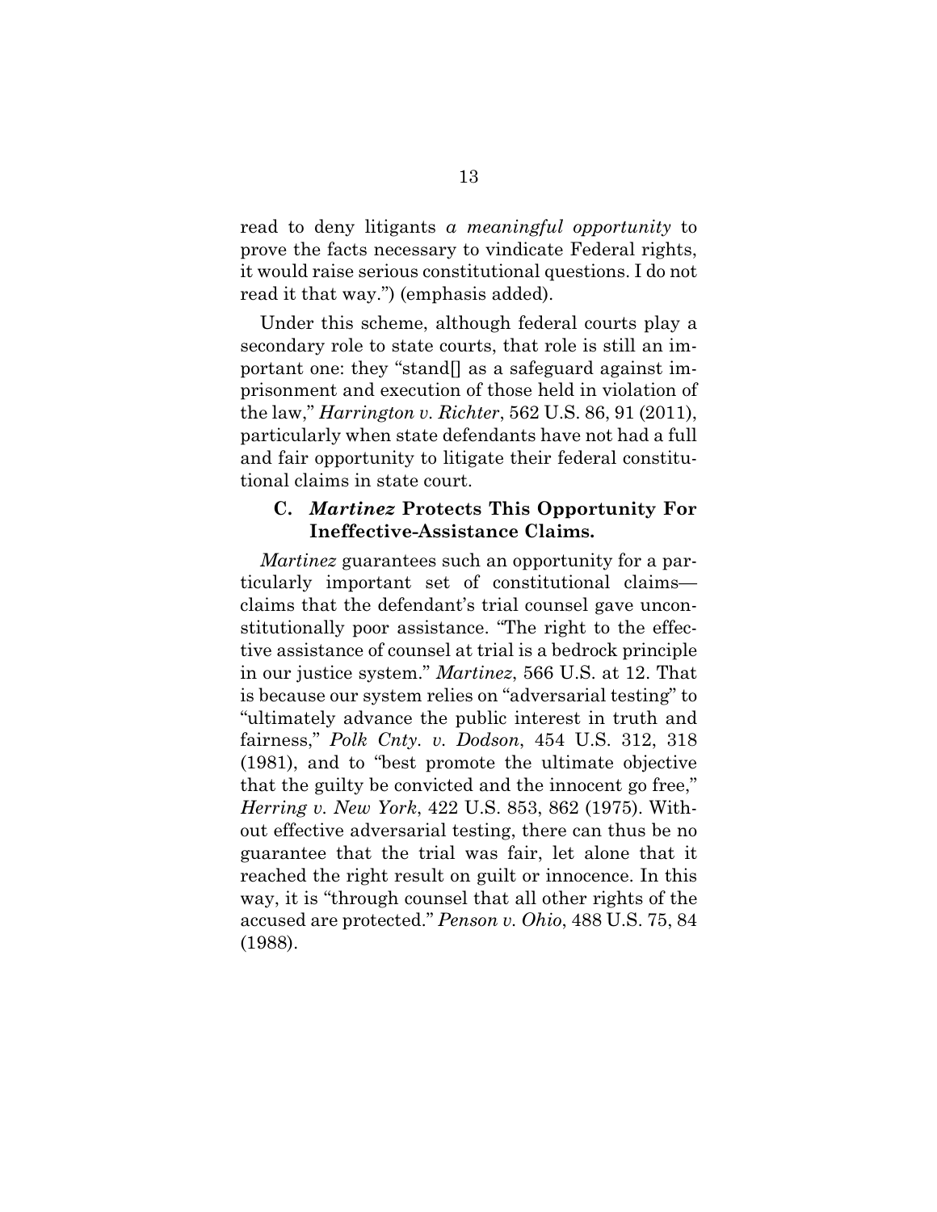read to deny litigants *a meaningful opportunity* to prove the facts necessary to vindicate Federal rights, it would raise serious constitutional questions. I do not read it that way.") (emphasis added).

Under this scheme, although federal courts play a secondary role to state courts, that role is still an important one: they "stand[] as a safeguard against imprisonment and execution of those held in violation of the law," *Harrington v. Richter*, 562 U.S. 86, 91 (2011), particularly when state defendants have not had a full and fair opportunity to litigate their federal constitutional claims in state court.

### C. *Martinez* Protects This Opportunity For Ineffective-Assistance Claims.

*Martinez* guarantees such an opportunity for a particularly important set of constitutional claims—claims that the defendant's trial counsel gave unconstitutionally poor assistance. "The right to the effective assistance of counsel at trial is a bedrock principle in our justice system." *Martinez*, 566 U.S. at 12. That is because our system relies on "adversarial testing" to "ultimately advance the public interest in truth and fairness," *Polk Cnty. v. Dodson*, 454 U.S. 312, 318 (1981), and to "best promote the ultimate objective that the guilty be convicted and the innocent go free," *Herring v. New York*, 422 U.S. 853, 862 (1975). Without effective adversarial testing, there can thus be no guarantee that the trial was fair, let alone that it reached the right result on guilt or innocence. In this way, it is "through counsel that all other rights of the accused are protected." *Penson v. Ohio*, 488 U.S. 75, 84 (1988).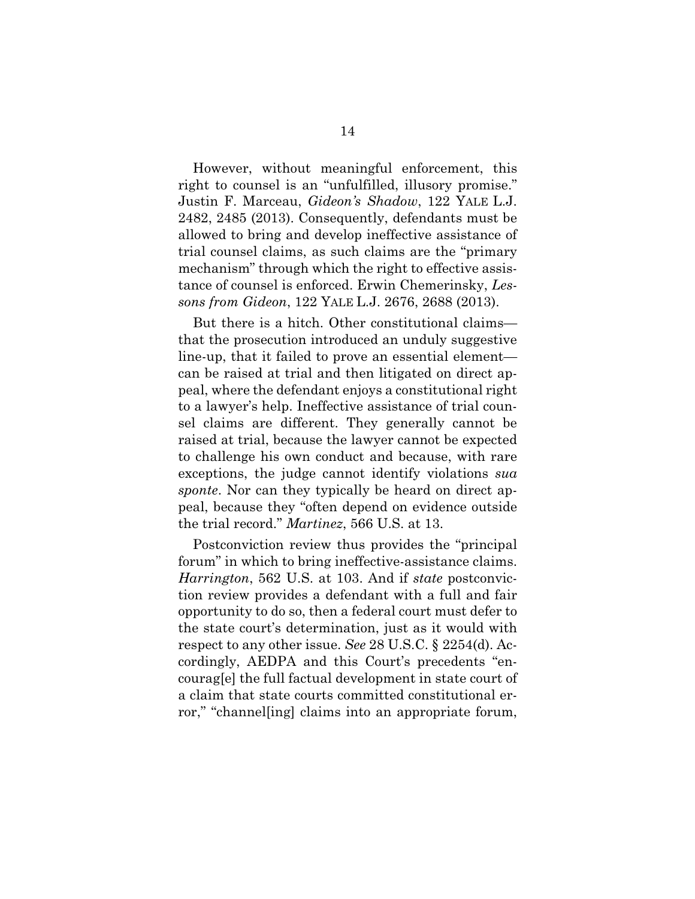However, without meaningful enforcement, this right to counsel is an "unfulfilled, illusory promise." Justin F. Marceau, *Gideon's Shadow*, 122 YALE L.J. 2482, 2485 (2013). Consequently, defendants must be allowed to bring and develop ineffective assistance of trial counsel claims, as such claims are the "primary mechanism" through which the right to effective assistance of counsel is enforced. Erwin Chemerinsky, *Lessons from Gideon*, 122 YALE L.J. 2676, 2688 (2013).

But there is a hitch. Other constitutional claims—that the prosecution introduced an unduly suggestive line-up, that it failed to prove an essential element—can be raised at trial and then litigated on direct appeal, where the defendant enjoys a constitutional right to a lawyer's help. Ineffective assistance of trial counsel claims are different. They generally cannot be raised at trial, because the lawyer cannot be expected to challenge his own conduct and because, with rare exceptions, the judge cannot identify violations *sua sponte*. Nor can they typically be heard on direct appeal, because they "often depend on evidence outside the trial record." *Martinez*, 566 U.S. at 13.

Postconviction review thus provides the "principal forum" in which to bring ineffective-assistance claims. *Harrington*, 562 U.S. at 103. And if *state* postconviction review provides a defendant with a full and fair opportunity to do so, then a federal court must defer to the state court's determination, just as it would with respect to any other issue. *See* 28 U.S.C. § 2254(d). Accordingly, AEDPA and this Court's precedents "encourag[e] the full factual development in state court of a claim that state courts committed constitutional error," "channel[ing] claims into an appropriate forum,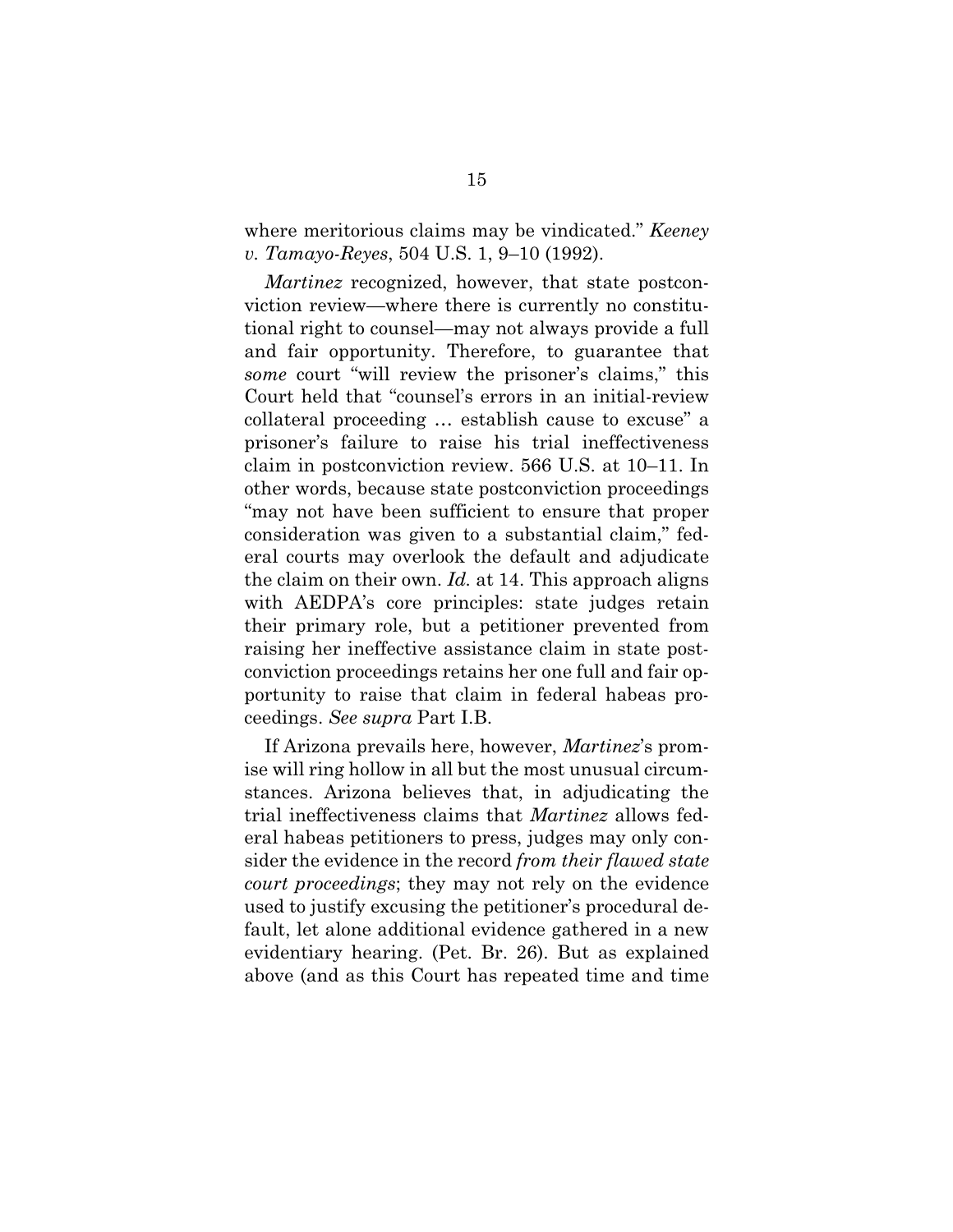where meritorious claims may be vindicated." *Keeney v. Tamayo-Reyes*, 504 U.S. 1, 9–10 (1992).

*Martinez* recognized, however, that state postconviction review—where there is currently no constitutional right to counsel—may not always provide a full and fair opportunity. Therefore, to guarantee that *some* court "will review the prisoner's claims," this Court held that "counsel's errors in an initial-review collateral proceeding … establish cause to excuse" a prisoner's failure to raise his trial ineffectiveness claim in postconviction review. 566 U.S. at 10–11. In other words, because state postconviction proceedings "may not have been sufficient to ensure that proper consideration was given to a substantial claim," federal courts may overlook the default and adjudicate the claim on their own. *Id.* at 14. This approach aligns with AEDPA's core principles: state judges retain their primary role, but a petitioner prevented from raising her ineffective assistance claim in state postconviction proceedings retains her one full and fair opportunity to raise that claim in federal habeas proceedings. *See supra* Part I.B.

If Arizona prevails here, however, *Martinez*'s promise will ring hollow in all but the most unusual circumstances. Arizona believes that, in adjudicating the trial ineffectiveness claims that *Martinez* allows federal habeas petitioners to press, judges may only consider the evidence in the record *from their flawed state court proceedings*; they may not rely on the evidence used to justify excusing the petitioner's procedural default, let alone additional evidence gathered in a new evidentiary hearing. (Pet. Br. 26). But as explained above (and as this Court has repeated time and time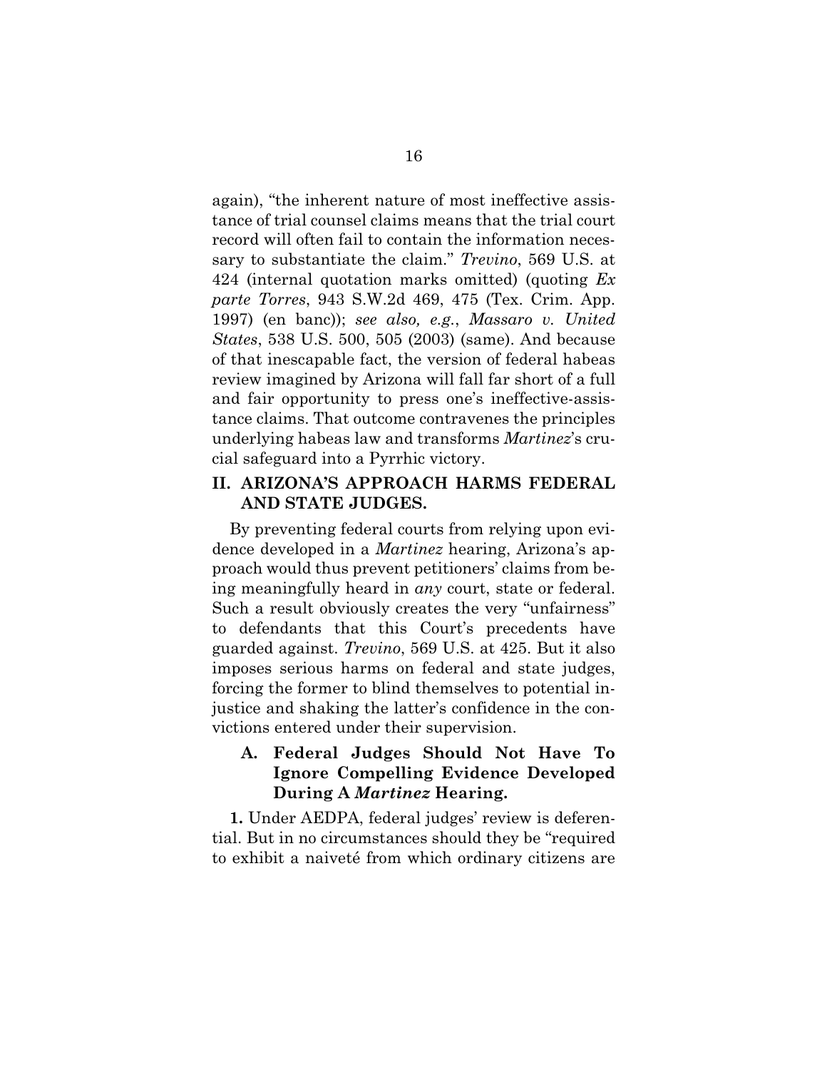again), "the inherent nature of most ineffective assistance of trial counsel claims means that the trial court record will often fail to contain the information necessary to substantiate the claim." *Trevino*, 569 U.S. at 424 (internal quotation marks omitted) (quoting *Ex parte Torres*, 943 S.W.2d 469, 475 (Tex. Crim. App. 1997) (en banc)); *see also, e.g.*, *Massaro v. United States*, 538 U.S. 500, 505 (2003) (same). And because of that inescapable fact, the version of federal habeas review imagined by Arizona will fall far short of a full and fair opportunity to press one's ineffective-assistance claims. That outcome contravenes the principles underlying habeas law and transforms *Martinez*'s crucial safeguard into a Pyrrhic victory.

## II. ARIZONA'S APPROACH HARMS FEDERAL AND STATE JUDGES.

By preventing federal courts from relying upon evidence developed in a *Martinez* hearing, Arizona's approach would thus prevent petitioners' claims from being meaningfully heard in *any* court, state or federal. Such a result obviously creates the very "unfairness" to defendants that this Court's precedents have guarded against. *Trevino*, 569 U.S. at 425. But it also imposes serious harms on federal and state judges, forcing the former to blind themselves to potential injustice and shaking the latter's confidence in the convictions entered under their supervision.

### A. Federal Judges Should Not Have To Ignore Compelling Evidence Developed During A *Martinez* Hearing.

**1.** Under AEDPA, federal judges' review is deferential. But in no circumstances should they be "required to exhibit a naiveté from which ordinary citizens are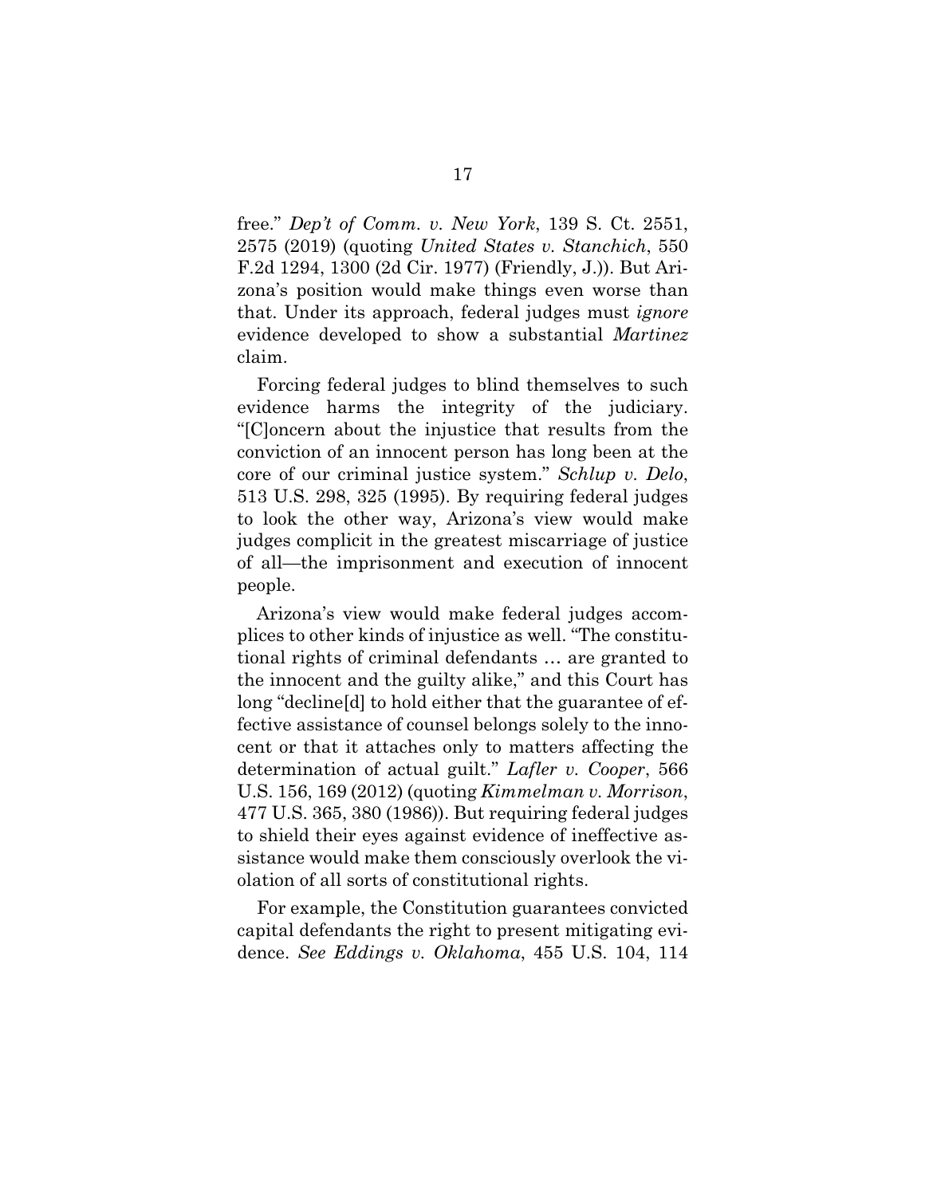free." *Dep't of Comm. v. New York*, 139 S. Ct. 2551, 2575 (2019) (quoting *United States v. Stanchich*, 550 F.2d 1294, 1300 (2d Cir. 1977) (Friendly, J.)). But Arizona's position would make things even worse than that. Under its approach, federal judges must *ignore* evidence developed to show a substantial *Martinez* claim.

Forcing federal judges to blind themselves to such evidence harms the integrity of the judiciary. "[C]oncern about the injustice that results from the conviction of an innocent person has long been at the core of our criminal justice system." *Schlup v. Delo*, 513 U.S. 298, 325 (1995). By requiring federal judges to look the other way, Arizona's view would make judges complicit in the greatest miscarriage of justice of all—the imprisonment and execution of innocent people.

Arizona's view would make federal judges accomplices to other kinds of injustice as well. "The constitutional rights of criminal defendants … are granted to the innocent and the guilty alike," and this Court has long "decline[d] to hold either that the guarantee of effective assistance of counsel belongs solely to the innocent or that it attaches only to matters affecting the determination of actual guilt." *Lafler v. Cooper*, 566 U.S. 156, 169 (2012) (quoting *Kimmelman v. Morrison*, 477 U.S. 365, 380 (1986)). But requiring federal judges to shield their eyes against evidence of ineffective assistance would make them consciously overlook the violation of all sorts of constitutional rights.

For example, the Constitution guarantees convicted capital defendants the right to present mitigating evidence. *See Eddings v. Oklahoma*, 455 U.S. 104, 114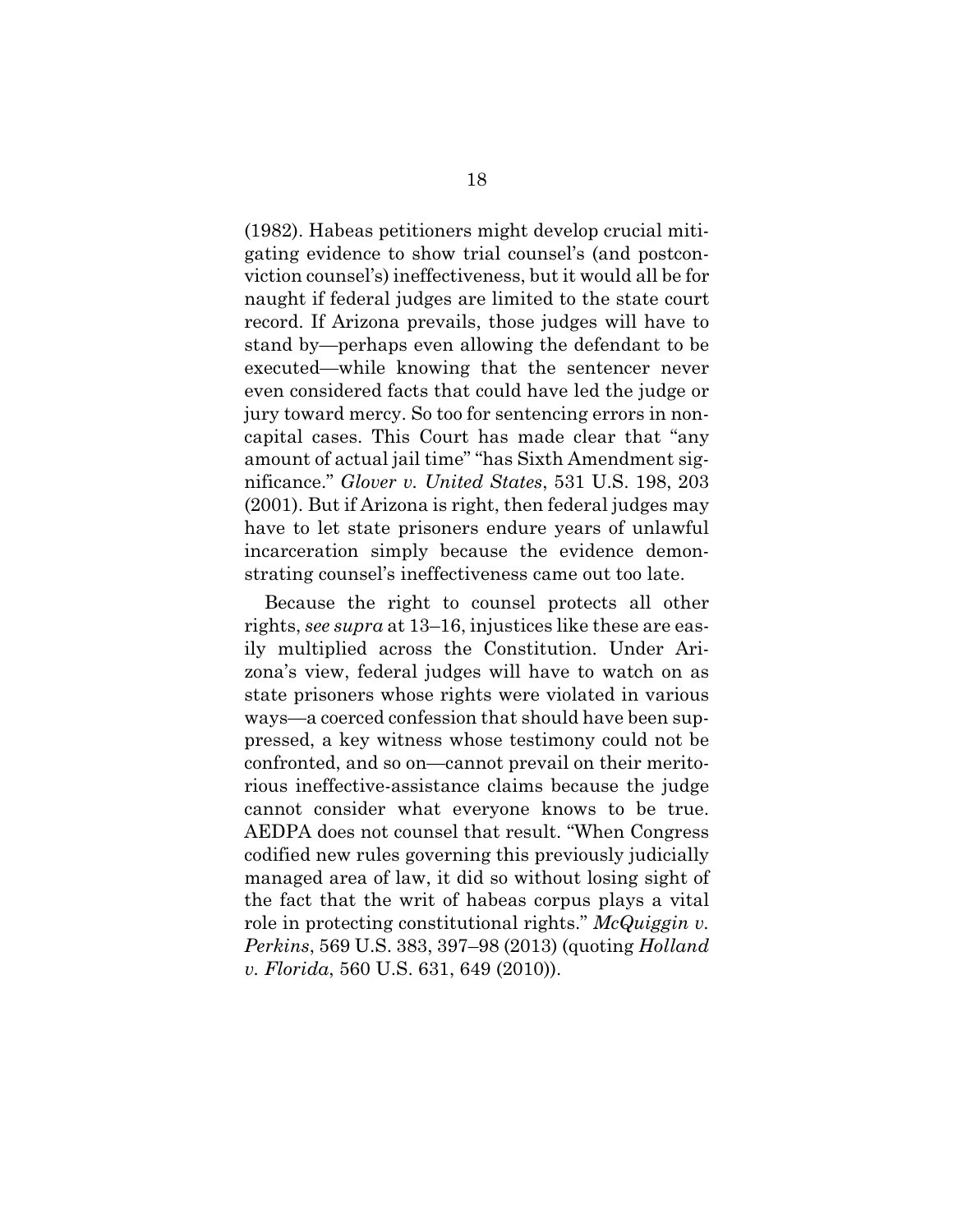(1982). Habeas petitioners might develop crucial mitigating evidence to show trial counsel's (and postconviction counsel's) ineffectiveness, but it would all be for naught if federal judges are limited to the state court record. If Arizona prevails, those judges will have to stand by—perhaps even allowing the defendant to be executed—while knowing that the sentencer never even considered facts that could have led the judge or jury toward mercy. So too for sentencing errors in noncapital cases. This Court has made clear that "any amount of actual jail time" "has Sixth Amendment significance." *Glover v. United States*, 531 U.S. 198, 203 (2001). But if Arizona is right, then federal judges may have to let state prisoners endure years of unlawful incarceration simply because the evidence demonstrating counsel's ineffectiveness came out too late.

Because the right to counsel protects all other rights, *see supra* at 13–16, injustices like these are easily multiplied across the Constitution. Under Arizona's view, federal judges will have to watch on as state prisoners whose rights were violated in various ways—a coerced confession that should have been suppressed, a key witness whose testimony could not be confronted, and so on—cannot prevail on their meritorious ineffective-assistance claims because the judge cannot consider what everyone knows to be true. AEDPA does not counsel that result. "When Congress codified new rules governing this previously judicially managed area of law, it did so without losing sight of the fact that the writ of habeas corpus plays a vital role in protecting constitutional rights." *McQuiggin v. Perkins*, 569 U.S. 383, 397–98 (2013) (quoting *Holland v. Florida*, 560 U.S. 631, 649 (2010)).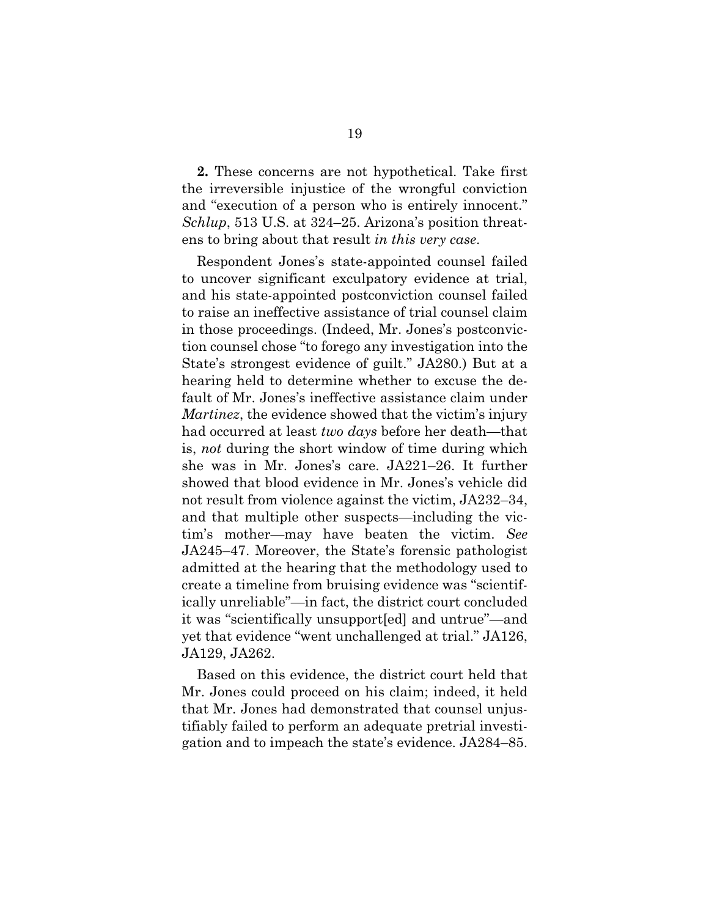**2.** These concerns are not hypothetical. Take first the irreversible injustice of the wrongful conviction and "execution of a person who is entirely innocent." *Schlup*, 513 U.S. at 324–25. Arizona's position threatens to bring about that result *in this very case*.

Respondent Jones's state-appointed counsel failed to uncover significant exculpatory evidence at trial, and his state-appointed postconviction counsel failed to raise an ineffective assistance of trial counsel claim in those proceedings. (Indeed, Mr. Jones's postconviction counsel chose "to forego any investigation into the State's strongest evidence of guilt." JA280.) But at a hearing held to determine whether to excuse the default of Mr. Jones's ineffective assistance claim under *Martinez*, the evidence showed that the victim's injury had occurred at least *two days* before her death—that is, *not* during the short window of time during which she was in Mr. Jones's care. JA221–26. It further showed that blood evidence in Mr. Jones's vehicle did not result from violence against the victim, JA232–34, and that multiple other suspects—including the victim's mother—may have beaten the victim. *See* JA245–47. Moreover, the State's forensic pathologist admitted at the hearing that the methodology used to create a timeline from bruising evidence was "scientifically unreliable"—in fact, the district court concluded it was "scientifically unsupport[ed] and untrue"—and yet that evidence "went unchallenged at trial." JA126, JA129, JA262.

Based on this evidence, the district court held that Mr. Jones could proceed on his claim; indeed, it held that Mr. Jones had demonstrated that counsel unjustifiably failed to perform an adequate pretrial investigation and to impeach the state's evidence. JA284–85.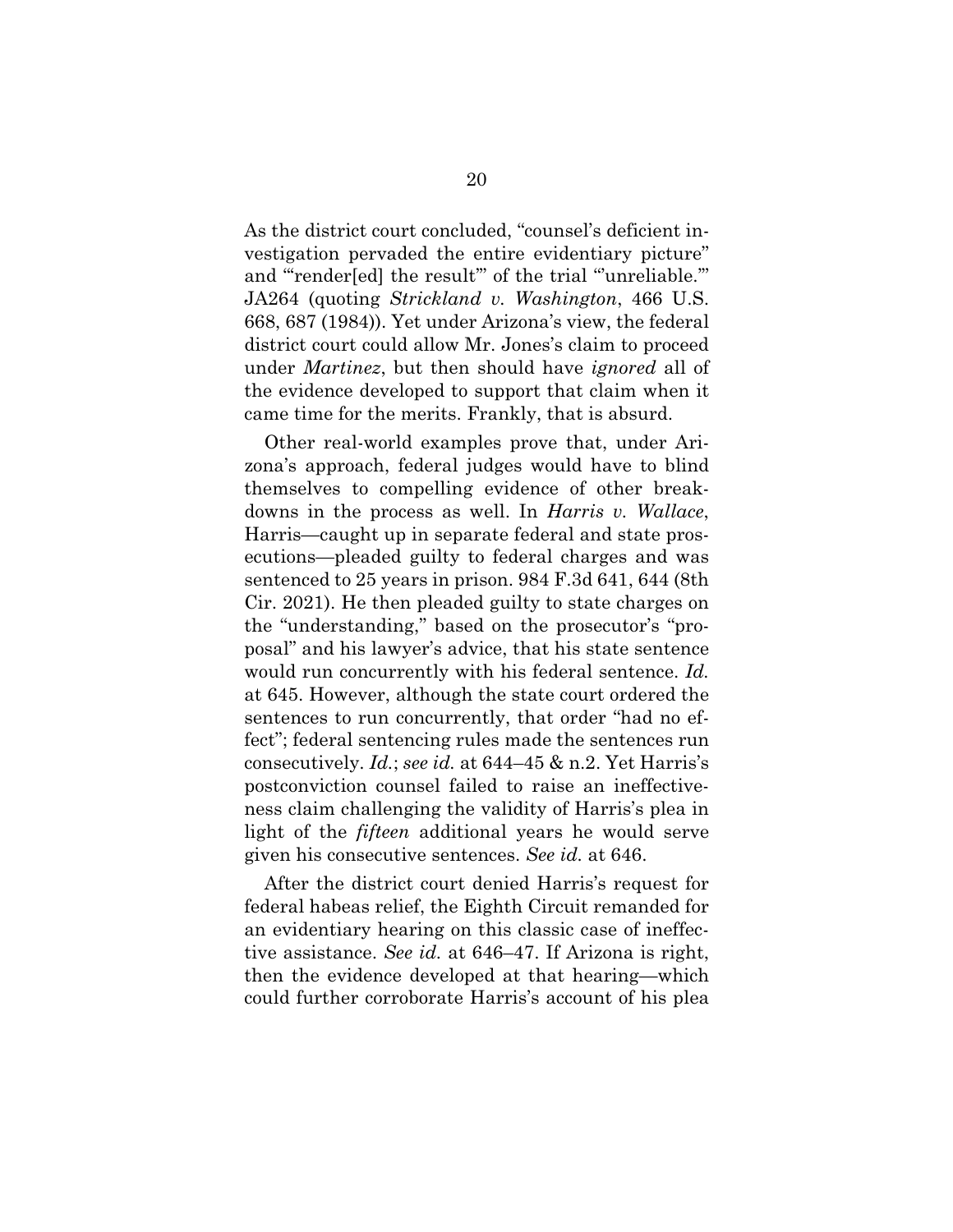As the district court concluded, "counsel's deficient investigation pervaded the entire evidentiary picture" and "'render[ed] the result'" of the trial "'unreliable.'" JA264 (quoting *Strickland v. Washington*, 466 U.S. 668, 687 (1984)). Yet under Arizona's view, the federal district court could allow Mr. Jones's claim to proceed under *Martinez*, but then should have *ignored* all of the evidence developed to support that claim when it came time for the merits. Frankly, that is absurd.

Other real-world examples prove that, under Arizona's approach, federal judges would have to blind themselves to compelling evidence of other breakdowns in the process as well. In *Harris v. Wallace*, Harris—caught up in separate federal and state prosecutions—pleaded guilty to federal charges and was sentenced to 25 years in prison. 984 F.3d 641, 644 (8th Cir. 2021). He then pleaded guilty to state charges on the "understanding," based on the prosecutor's "proposal" and his lawyer's advice, that his state sentence would run concurrently with his federal sentence. *Id.* at 645. However, although the state court ordered the sentences to run concurrently, that order "had no effect"; federal sentencing rules made the sentences run consecutively. *Id.*; *see id.* at 644–45 & n.2. Yet Harris's postconviction counsel failed to raise an ineffectiveness claim challenging the validity of Harris's plea in light of the *fifteen* additional years he would serve given his consecutive sentences. *See id.* at 646.

After the district court denied Harris's request for federal habeas relief, the Eighth Circuit remanded for an evidentiary hearing on this classic case of ineffective assistance. *See id.* at 646–47. If Arizona is right, then the evidence developed at that hearing—which could further corroborate Harris's account of his plea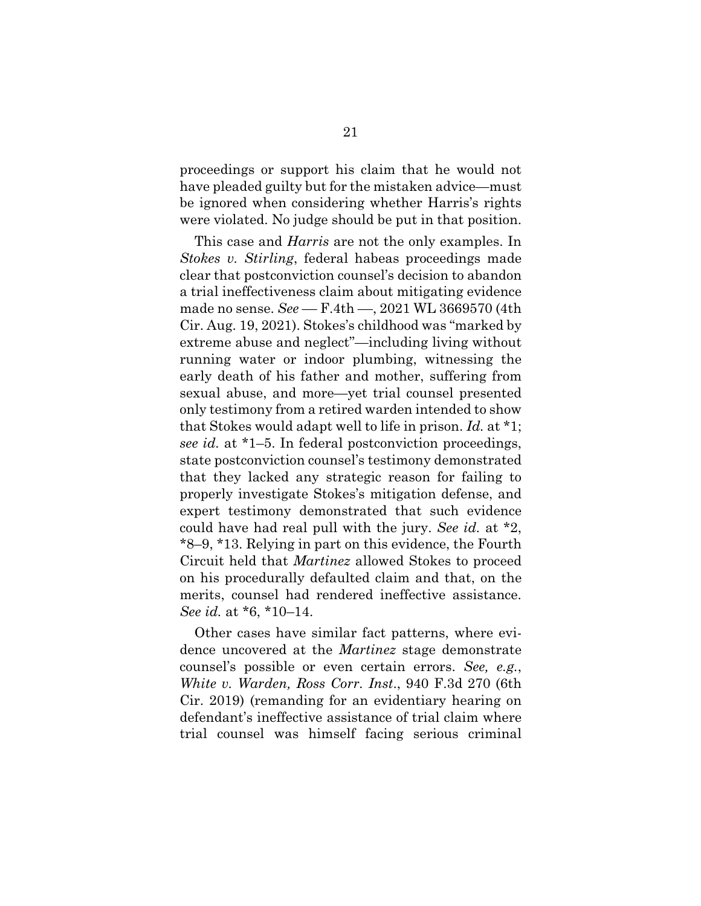proceedings or support his claim that he would not have pleaded guilty but for the mistaken advice—must be ignored when considering whether Harris's rights were violated. No judge should be put in that position.

This case and *Harris* are not the only examples. In *Stokes v. Stirling*, federal habeas proceedings made clear that postconviction counsel's decision to abandon a trial ineffectiveness claim about mitigating evidence made no sense. *See* — F.4th —, 2021 WL 3669570 (4th Cir. Aug. 19, 2021). Stokes's childhood was "marked by extreme abuse and neglect"—including living without running water or indoor plumbing, witnessing the early death of his father and mother, suffering from sexual abuse, and more—yet trial counsel presented only testimony from a retired warden intended to show that Stokes would adapt well to life in prison. *Id.* at *1; *see id.* at *1–5. In federal postconviction proceedings, state postconviction counsel's testimony demonstrated that they lacked any strategic reason for failing to properly investigate Stokes's mitigation defense, and expert testimony demonstrated that such evidence could have had real pull with the jury. *See id.* at *2, *8–9, *13. Relying in part on this evidence, the Fourth Circuit held that *Martinez* allowed Stokes to proceed on his procedurally defaulted claim and that, on the merits, counsel had rendered ineffective assistance. *See id.* at *6, *10–14.

Other cases have similar fact patterns, where evidence uncovered at the *Martinez* stage demonstrate counsel's possible or even certain errors. *See, e.g.*, *White v. Warden, Ross Corr. Inst.*, 940 F.3d 270 (6th Cir. 2019) (remanding for an evidentiary hearing on defendant's ineffective assistance of trial claim where trial counsel was himself facing serious criminal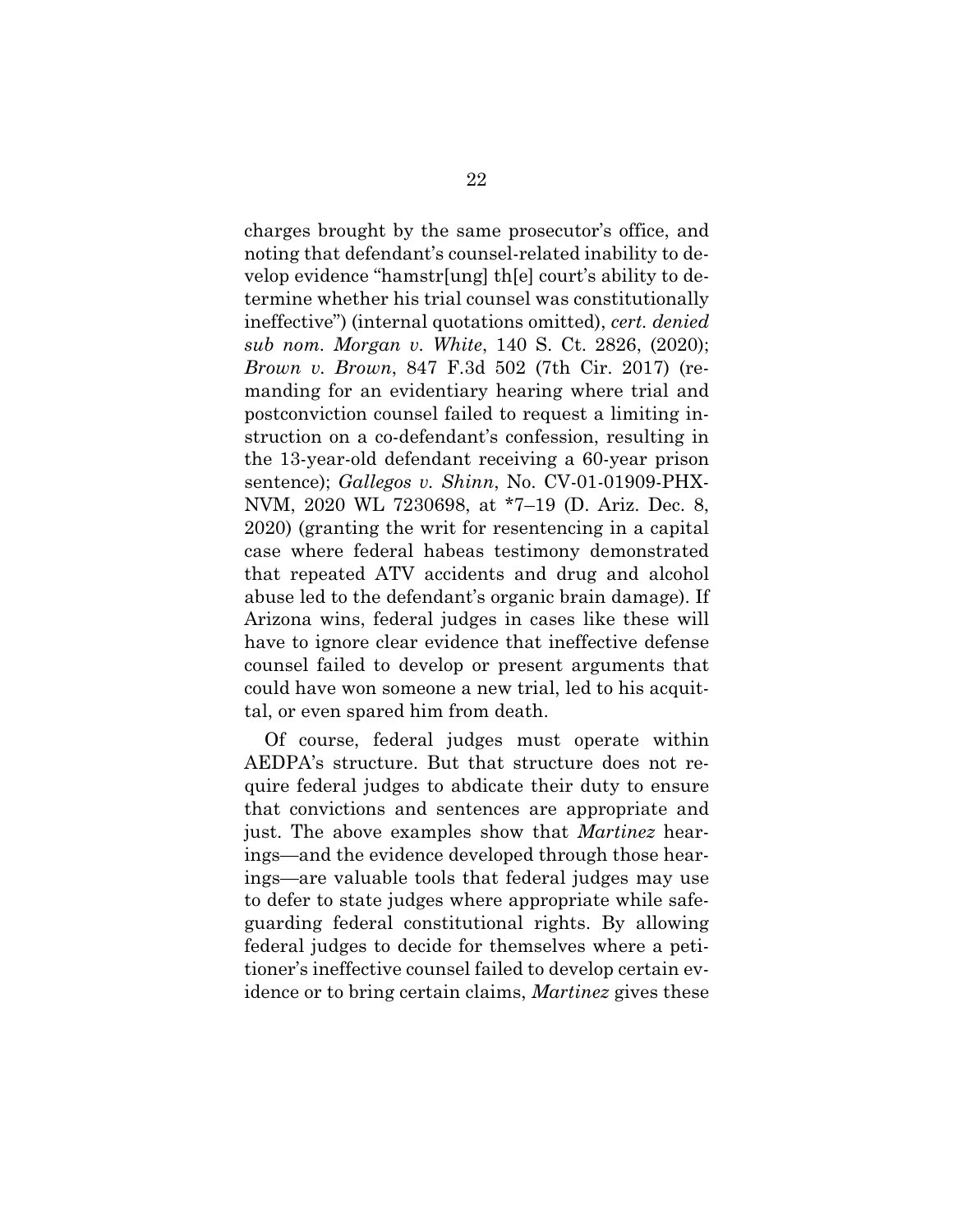charges brought by the same prosecutor's office, and noting that defendant's counsel-related inability to develop evidence "hamstr[ung] th[e] court's ability to determine whether his trial counsel was constitutionally ineffective") (internal quotations omitted), *cert. denied sub nom. Morgan v. White*, 140 S. Ct. 2826, (2020); *Brown v. Brown*, 847 F.3d 502 (7th Cir. 2017) (remanding for an evidentiary hearing where trial and postconviction counsel failed to request a limiting instruction on a co-defendant's confession, resulting in the 13-year-old defendant receiving a 60-year prison sentence); *Gallegos v. Shinn*, No. CV-01-01909-PHX-NVM, 2020 WL 7230698, at *7–19 (D. Ariz. Dec. 8, 2020) (granting the writ for resentencing in a capital case where federal habeas testimony demonstrated that repeated ATV accidents and drug and alcohol abuse led to the defendant's organic brain damage). If Arizona wins, federal judges in cases like these will have to ignore clear evidence that ineffective defense counsel failed to develop or present arguments that could have won someone a new trial, led to his acquittal, or even spared him from death.

Of course, federal judges must operate within AEDPA's structure. But that structure does not require federal judges to abdicate their duty to ensure that convictions and sentences are appropriate and just. The above examples show that *Martinez* hearings—and the evidence developed through those hearings—are valuable tools that federal judges may use to defer to state judges where appropriate while safeguarding federal constitutional rights. By allowing federal judges to decide for themselves where a petitioner's ineffective counsel failed to develop certain evidence or to bring certain claims, *Martinez* gives these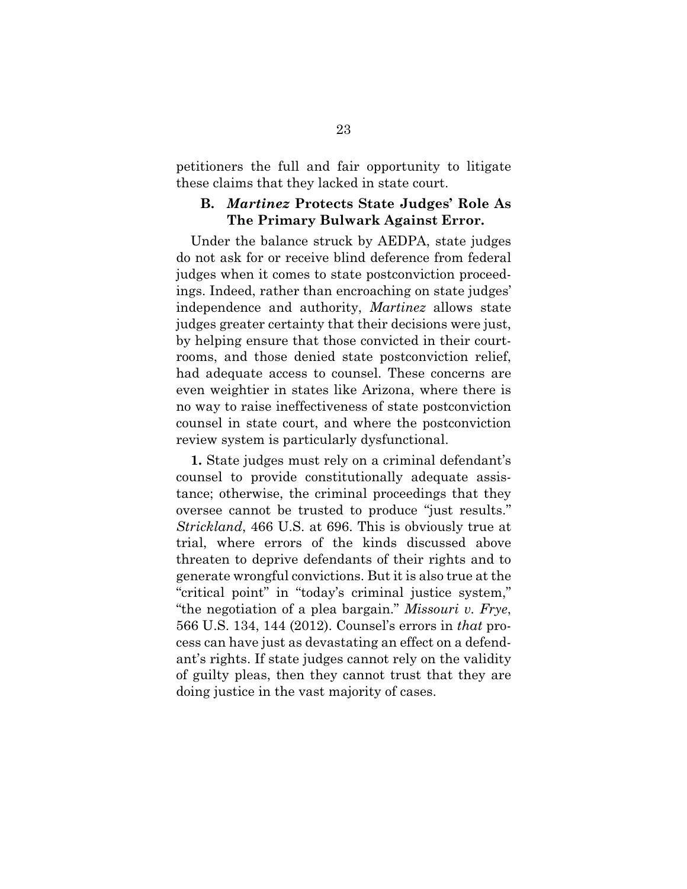petitioners the full and fair opportunity to litigate these claims that they lacked in state court.

### B. *Martinez* Protects State Judges' Role As The Primary Bulwark Against Error.

Under the balance struck by AEDPA, state judges do not ask for or receive blind deference from federal judges when it comes to state postconviction proceedings. Indeed, rather than encroaching on state judges' independence and authority, *Martinez* allows state judges greater certainty that their decisions were just, by helping ensure that those convicted in their courtrooms, and those denied state postconviction relief, had adequate access to counsel. These concerns are even weightier in states like Arizona, where there is no way to raise ineffectiveness of state postconviction counsel in state court, and where the postconviction review system is particularly dysfunctional.

**1.** State judges must rely on a criminal defendant's counsel to provide constitutionally adequate assistance; otherwise, the criminal proceedings that they oversee cannot be trusted to produce "just results." *Strickland*, 466 U.S. at 696. This is obviously true at trial, where errors of the kinds discussed above threaten to deprive defendants of their rights and to generate wrongful convictions. But it is also true at the "critical point" in "today's criminal justice system," "the negotiation of a plea bargain." *Missouri v. Frye*, 566 U.S. 134, 144 (2012). Counsel's errors in *that* process can have just as devastating an effect on a defendant's rights. If state judges cannot rely on the validity of guilty pleas, then they cannot trust that they are doing justice in the vast majority of cases.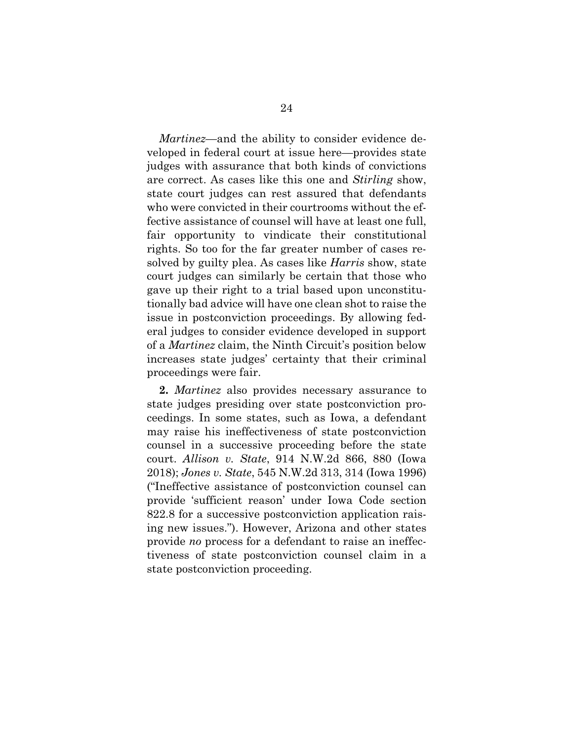*Martinez*—and the ability to consider evidence developed in federal court at issue here—provides state judges with assurance that both kinds of convictions are correct. As cases like this one and *Stirling* show, state court judges can rest assured that defendants who were convicted in their courtrooms without the effective assistance of counsel will have at least one full, fair opportunity to vindicate their constitutional rights. So too for the far greater number of cases resolved by guilty plea. As cases like *Harris* show, state court judges can similarly be certain that those who gave up their right to a trial based upon unconstitutionally bad advice will have one clean shot to raise the issue in postconviction proceedings. By allowing federal judges to consider evidence developed in support of a *Martinez* claim, the Ninth Circuit's position below increases state judges' certainty that their criminal proceedings were fair.

**2.** *Martinez* also provides necessary assurance to state judges presiding over state postconviction proceedings. In some states, such as Iowa, a defendant may raise his ineffectiveness of state postconviction counsel in a successive proceeding before the state court. *Allison v. State*, 914 N.W.2d 866, 880 (Iowa 2018); *Jones v. State*, 545 N.W.2d 313, 314 (Iowa 1996) ("Ineffective assistance of postconviction counsel can provide 'sufficient reason' under Iowa Code section 822.8 for a successive postconviction application raising new issues."). However, Arizona and other states provide *no* process for a defendant to raise an ineffectiveness of state postconviction counsel claim in a state postconviction proceeding.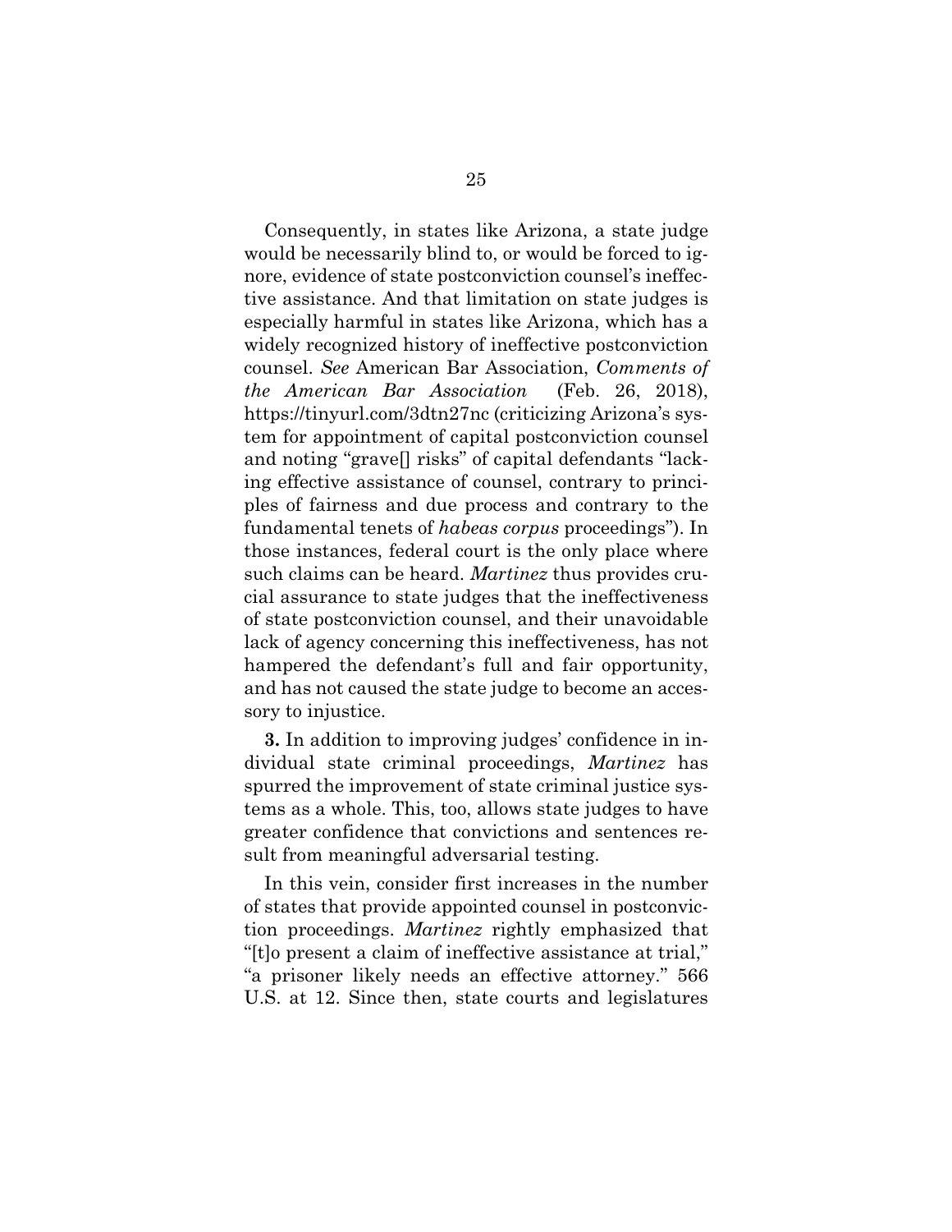Consequently, in states like Arizona, a state judge would be necessarily blind to, or would be forced to ignore, evidence of state postconviction counsel's ineffective assistance. And that limitation on state judges is especially harmful in states like Arizona, which has a widely recognized history of ineffective postconviction counsel. *See* American Bar Association, *Comments of the American Bar Association* (Feb. 26, 2018), https://tinyurl.com/3dtn27nc (criticizing Arizona's system for appointment of capital postconviction counsel and noting "grave[] risks" of capital defendants "lacking effective assistance of counsel, contrary to principles of fairness and due process and contrary to the fundamental tenets of *habeas corpus* proceedings"). In those instances, federal court is the only place where such claims can be heard. *Martinez* thus provides crucial assurance to state judges that the ineffectiveness of state postconviction counsel, and their unavoidable lack of agency concerning this ineffectiveness, has not hampered the defendant's full and fair opportunity, and has not caused the state judge to become an accessory to injustice.

**3.** In addition to improving judges' confidence in individual state criminal proceedings, *Martinez* has spurred the improvement of state criminal justice systems as a whole. This, too, allows state judges to have greater confidence that convictions and sentences result from meaningful adversarial testing.

In this vein, consider first increases in the number of states that provide appointed counsel in postconviction proceedings. *Martinez* rightly emphasized that "[t]o present a claim of ineffective assistance at trial," "a prisoner likely needs an effective attorney." 566 U.S. at 12. Since then, state courts and legislatures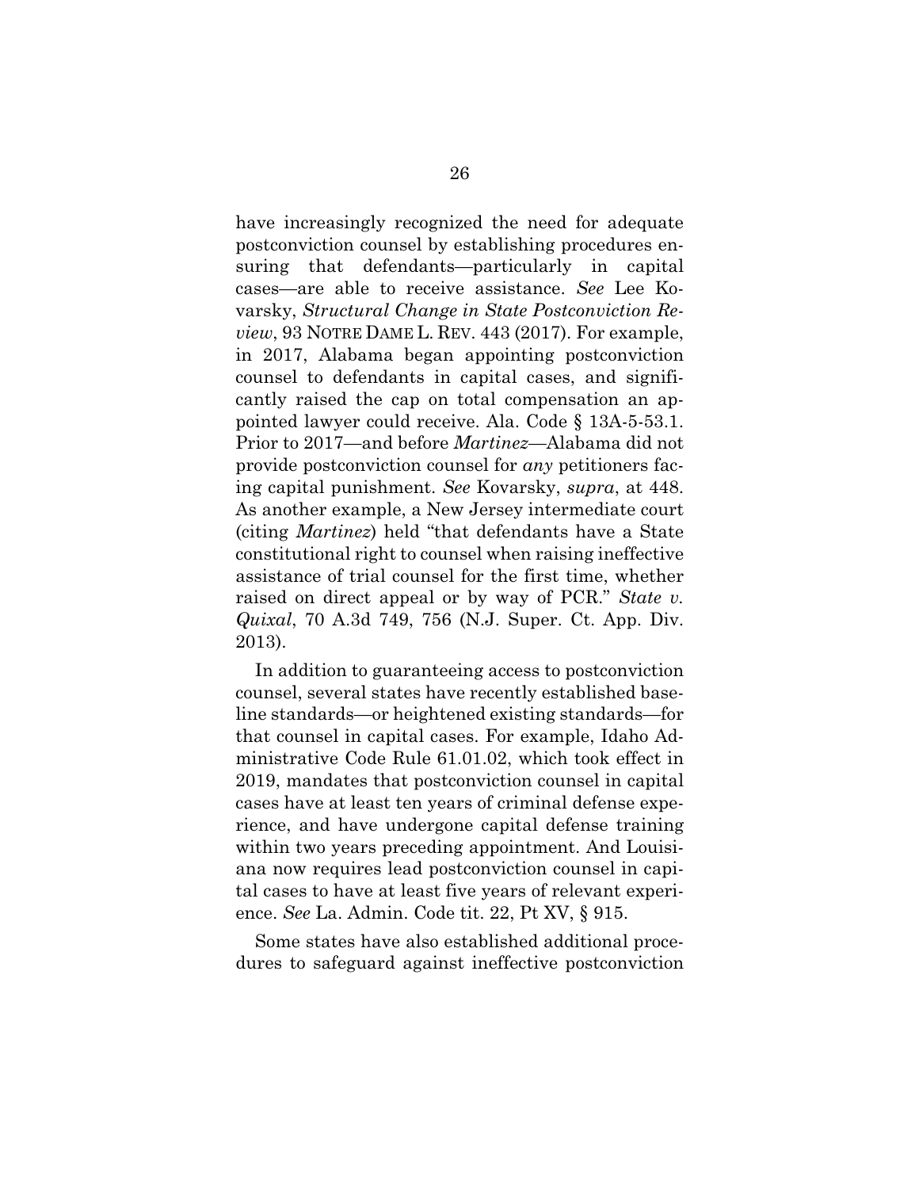have increasingly recognized the need for adequate postconviction counsel by establishing procedures ensuring that defendants—particularly in capital cases—are able to receive assistance. *See* Lee Kovarsky, *Structural Change in State Postconviction Review*, 93 NOTRE DAME L. REV. 443 (2017). For example, in 2017, Alabama began appointing postconviction counsel to defendants in capital cases, and significantly raised the cap on total compensation an appointed lawyer could receive. Ala. Code § 13A-5-53.1. Prior to 2017—and before *Martinez*—Alabama did not provide postconviction counsel for *any* petitioners facing capital punishment. *See* Kovarsky, *supra*, at 448. As another example, a New Jersey intermediate court (citing *Martinez*) held "that defendants have a State constitutional right to counsel when raising ineffective assistance of trial counsel for the first time, whether raised on direct appeal or by way of PCR." *State v. Quixal*, 70 A.3d 749, 756 (N.J. Super. Ct. App. Div. 2013).

In addition to guaranteeing access to postconviction counsel, several states have recently established baseline standards—or heightened existing standards—for that counsel in capital cases. For example, Idaho Administrative Code Rule 61.01.02, which took effect in 2019, mandates that postconviction counsel in capital cases have at least ten years of criminal defense experience, and have undergone capital defense training within two years preceding appointment. And Louisiana now requires lead postconviction counsel in capital cases to have at least five years of relevant experience. *See* La. Admin. Code tit. 22, Pt XV, § 915.

Some states have also established additional procedures to safeguard against ineffective postconviction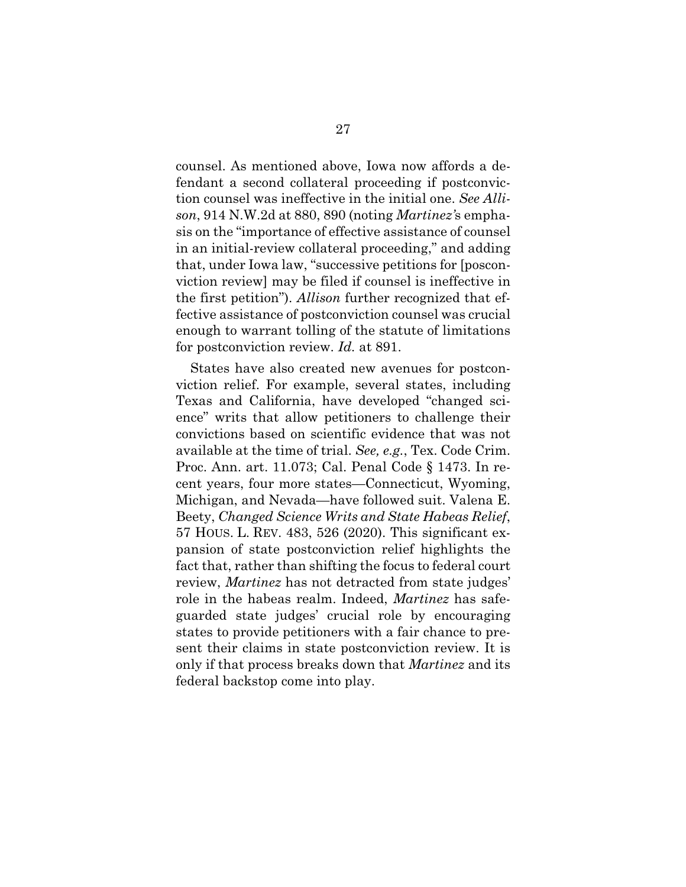counsel. As mentioned above, Iowa now affords a defendant a second collateral proceeding if postconviction counsel was ineffective in the initial one. *See Allison*, 914 N.W.2d at 880, 890 (noting *Martinez's* emphasis on the "importance of effective assistance of counsel in an initial-review collateral proceeding," and adding that, under Iowa law, "successive petitions for [posconviction review] may be filed if counsel is ineffective in the first petition"). *Allison* further recognized that effective assistance of postconviction counsel was crucial enough to warrant tolling of the statute of limitations for postconviction review. *Id.* at 891.

States have also created new avenues for postconviction relief. For example, several states, including Texas and California, have developed "changed science" writs that allow petitioners to challenge their convictions based on scientific evidence that was not available at the time of trial. *See, e.g.*, Tex. Code Crim. Proc. Ann. art. 11.073; Cal. Penal Code § 1473. In recent years, four more states—Connecticut, Wyoming, Michigan, and Nevada—have followed suit. Valena E. Beety, *Changed Science Writs and State Habeas Relief*, 57 HOUS. L. REV. 483, 526 (2020). This significant expansion of state postconviction relief highlights the fact that, rather than shifting the focus to federal court review, *Martinez* has not detracted from state judges' role in the habeas realm. Indeed, *Martinez* has safeguarded state judges' crucial role by encouraging states to provide petitioners with a fair chance to present their claims in state postconviction review. It is only if that process breaks down that *Martinez* and its federal backstop come into play.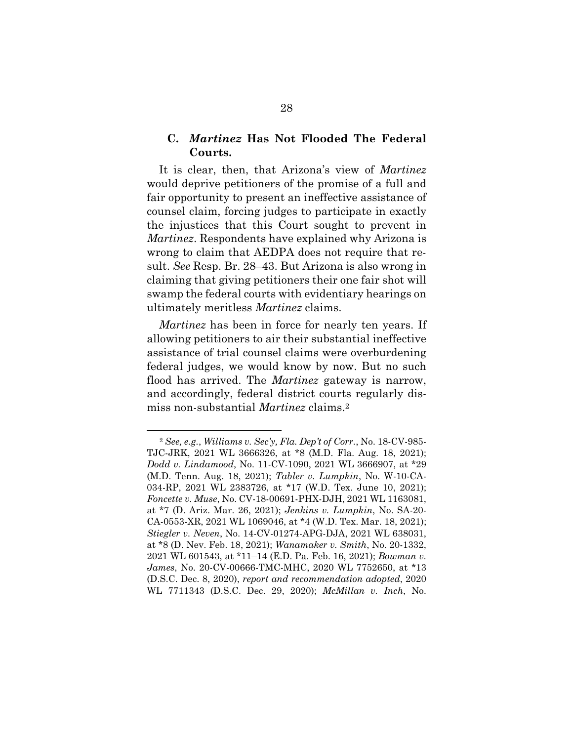### C. *Martinez* Has Not Flooded The Federal Courts.

It is clear, then, that Arizona's view of *Martinez* would deprive petitioners of the promise of a full and fair opportunity to present an ineffective assistance of counsel claim, forcing judges to participate in exactly the injustices that this Court sought to prevent in *Martinez*. Respondents have explained why Arizona is wrong to claim that AEDPA does not require that result. *See* Resp. Br. 28–43. But Arizona is also wrong in claiming that giving petitioners their one fair shot will swamp the federal courts with evidentiary hearings on ultimately meritless *Martinez* claims.

*Martinez* has been in force for nearly ten years. If allowing petitioners to air their substantial ineffective assistance of trial counsel claims were overburdening federal judges, we would know by now. But no such flood has arrived. The *Martinez* gateway is narrow, and accordingly, federal district courts regularly dismiss non-substantial *Martinez* claims.[2]

---

[2] *See, e.g.*, *Williams v. Sec'y, Fla. Dep't of Corr.*, No. 18-CV-985-TJC-JRK, 2021 WL 3666326, at *8 (M.D. Fla. Aug. 18, 2021); *Dodd v. Lindamood*, No. 11-CV-1090, 2021 WL 3666907, at *29 (M.D. Tenn. Aug. 18, 2021); *Tabler v. Lumpkin*, No. W-10-CA-034-RP, 2021 WL 2383726, at *17 (W.D. Tex. June 10, 2021); *Foncette v. Muse*, No. CV-18-00691-PHX-DJH, 2021 WL 1163081, at *7 (D. Ariz. Mar. 26, 2021); *Jenkins v. Lumpkin*, No. SA-20-CA-0553-XR, 2021 WL 1069046, at *4 (W.D. Tex. Mar. 18, 2021); *Stiegler v. Neven*, No. 14-CV-01274-APG-DJA, 2021 WL 638031, at *8 (D. Nev. Feb. 18, 2021); *Wanamaker v. Smith*, No. 20-1332, 2021 WL 601543, at *11–14 (E.D. Pa. Feb. 16, 2021); *Bowman v. James*, No. 20-CV-00666-TMC-MHC, 2020 WL 7752650, at *13 (D.S.C. Dec. 8, 2020), *report and recommendation adopted*, 2020 WL 7711343 (D.S.C. Dec. 29, 2020); *McMillan v. Inch*, No.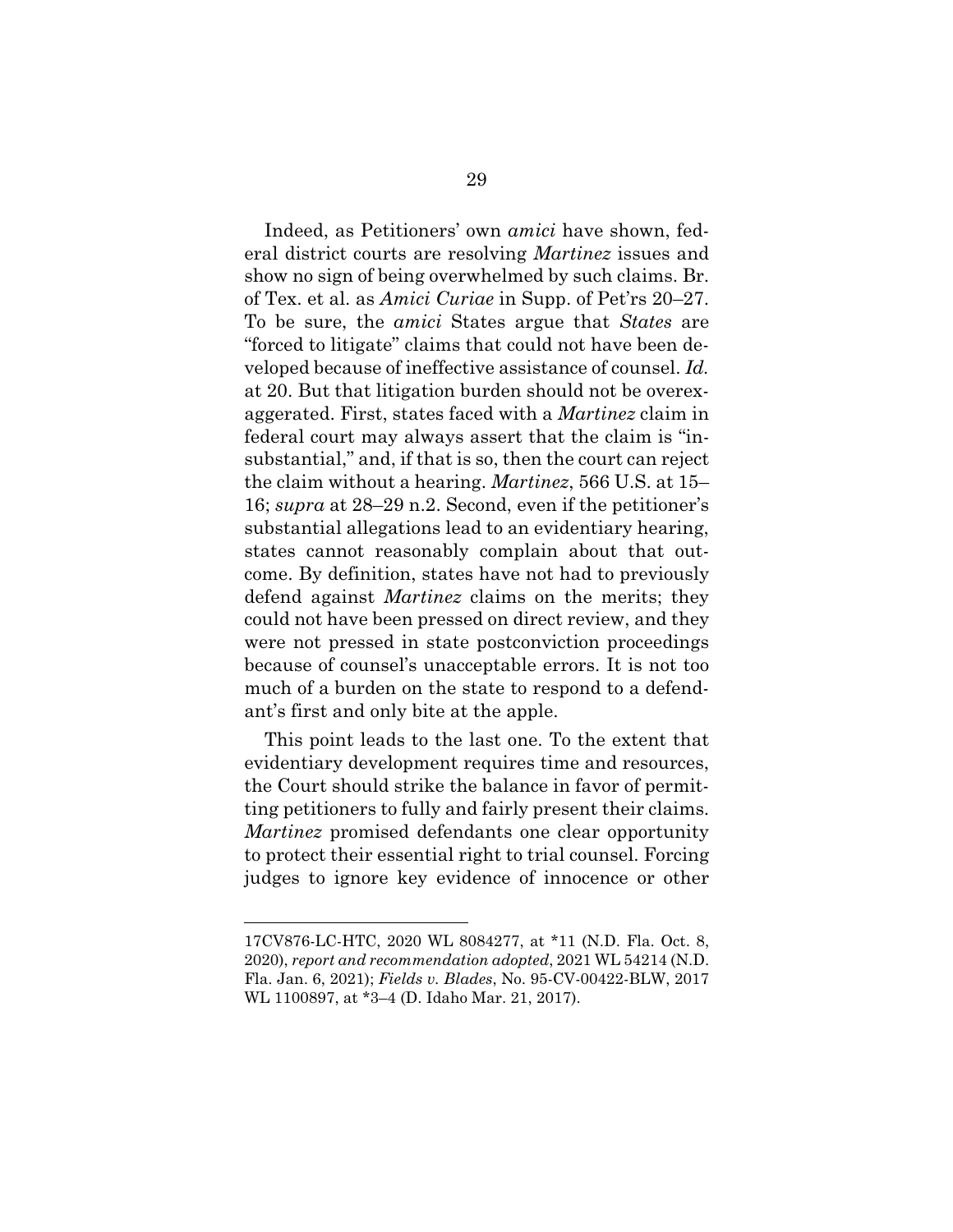Indeed, as Petitioners' own *amici* have shown, federal district courts are resolving *Martinez* issues and show no sign of being overwhelmed by such claims. Br. of Tex. et al. as *Amici Curiae* in Supp. of Pet'rs 20–27. To be sure, the *amici* States argue that *States* are "forced to litigate" claims that could not have been developed because of ineffective assistance of counsel. *Id.* at 20. But that litigation burden should not be overexaggerated. First, states faced with a *Martinez* claim in federal court may always assert that the claim is "insubstantial," and, if that is so, then the court can reject the claim without a hearing. *Martinez*, 566 U.S. at 15–16; *supra* at 28–29 n.2. Second, even if the petitioner's substantial allegations lead to an evidentiary hearing, states cannot reasonably complain about that outcome. By definition, states have not had to previously defend against *Martinez* claims on the merits; they could not have been pressed on direct review, and they were not pressed in state postconviction proceedings because of counsel's unacceptable errors. It is not too much of a burden on the state to respond to a defendant's first and only bite at the apple.

This point leads to the last one. To the extent that evidentiary development requires time and resources, the Court should strike the balance in favor of permitting petitioners to fully and fairly present their claims. *Martinez* promised defendants one clear opportunity to protect their essential right to trial counsel. Forcing judges to ignore key evidence of innocence or other

---

17CV876-LC-HTC, 2020 WL 8084277, at *11 (N.D. Fla. Oct. 8, 2020), *report and recommendation adopted*, 2021 WL 54214 (N.D. Fla. Jan. 6, 2021); *Fields v. Blades*, No. 95-CV-00422-BLW, 2017 WL 1100897, at *3–4 (D. Idaho Mar. 21, 2017).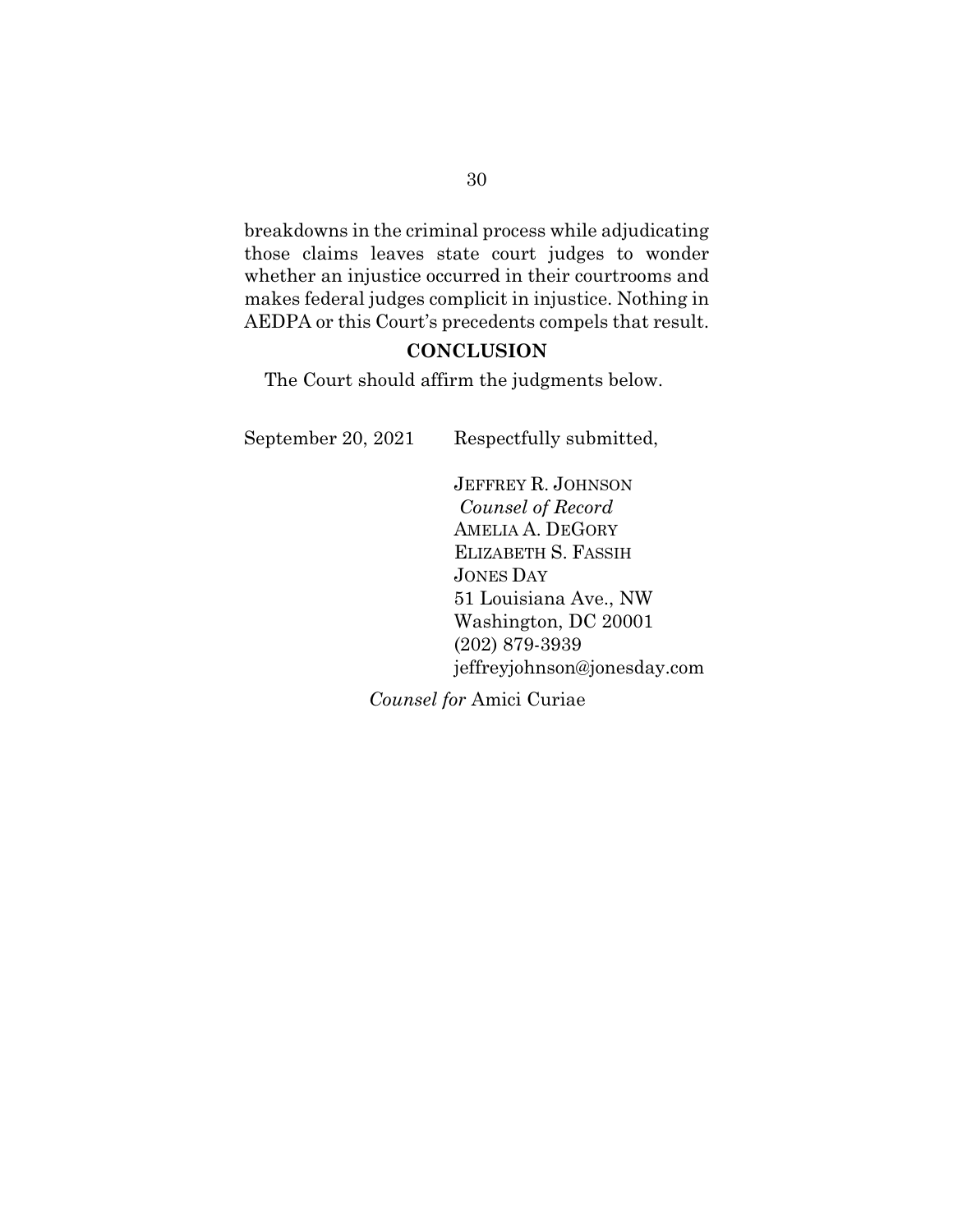breakdowns in the criminal process while adjudicating those claims leaves state court judges to wonder whether an injustice occurred in their courtrooms and makes federal judges complicit in injustice. Nothing in AEDPA or this Court's precedents compels that result.

## CONCLUSION

The Court should affirm the judgments below.

September 20, 2021 Respectfully submitted,

JEFFREY R. JOHNSON
*Counsel of Record*
AMELIA A. DEGORY
ELIZABETH S. FASSIH
JONES DAY
51 Louisiana Ave., NW
Washington, DC 20001
(202) 879-3939
jeffreyjohnson@jonesday.com

*Counsel for* Amici Curiae